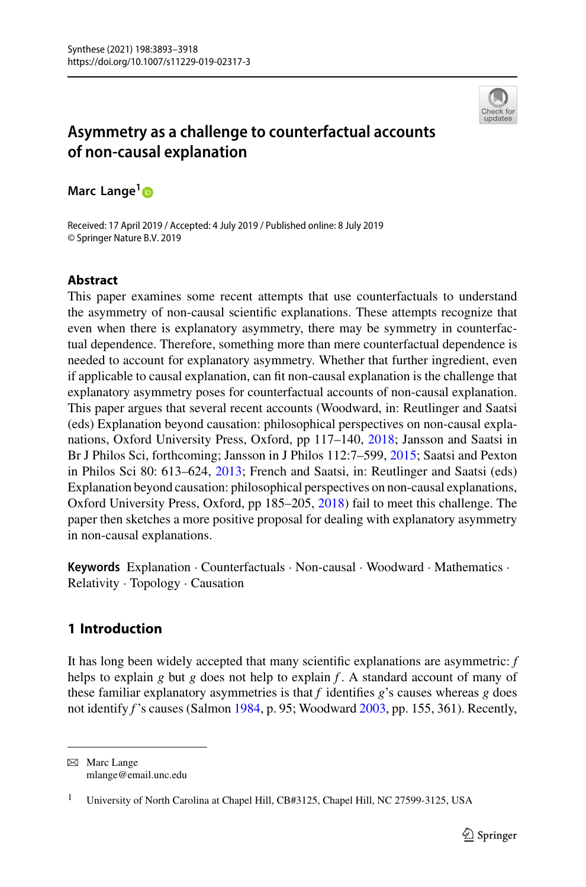# Asymmetry as a challenge to counterfactual accounts of non-causal explanation

**Marc Lange**[1]

Received: 17 April 2019 / Accepted: 4 July 2019 / Published online: 8 July 2019
© Springer Nature B.V. 2019

## Abstract

This paper examines some recent attempts that use counterfactuals to understand the asymmetry of non-causal scientific explanations. These attempts recognize that even when there is explanatory asymmetry, there may be symmetry in counterfactual dependence. Therefore, something more than mere counterfactual dependence is needed to account for explanatory asymmetry. Whether that further ingredient, even if applicable to causal explanation, can fit non-causal explanation is the challenge that explanatory asymmetry poses for counterfactual accounts of non-causal explanation. This paper argues that several recent accounts (Woodward, in: Reutlinger and Saatsi (eds) Explanation beyond causation: philosophical perspectives on non-causal explanations, Oxford University Press, Oxford, pp 117–140, 2018; Jansson and Saatsi in Br J Philos Sci, forthcoming; Jansson in J Philos 112:7–599, 2015; Saatsi and Pexton in Philos Sci 80: 613–624, 2013; French and Saatsi, in: Reutlinger and Saatsi (eds) Explanation beyond causation: philosophical perspectives on non-causal explanations, Oxford University Press, Oxford, pp 185–205, 2018) fail to meet this challenge. The paper then sketches a more positive proposal for dealing with explanatory asymmetry in non-causal explanations.

**Keywords** Explanation · Counterfactuals · Non-causal · Woodward · Mathematics · Relativity · Topology · Causation

## 1 Introduction

It has long been widely accepted that many scientific explanations are asymmetric: *f* helps to explain *g* but *g* does not help to explain *f*. A standard account of many of these familiar explanatory asymmetries is that *f* identifies *g*'s causes whereas *g* does not identify *f*'s causes (Salmon 1984, p. 95; Woodward 2003, pp. 155, 361). Recently,

✉ Marc Lange
mlange@email.unc.edu

[1] University of North Carolina at Chapel Hill, CB#3125, Chapel Hill, NC 27599-3125, USA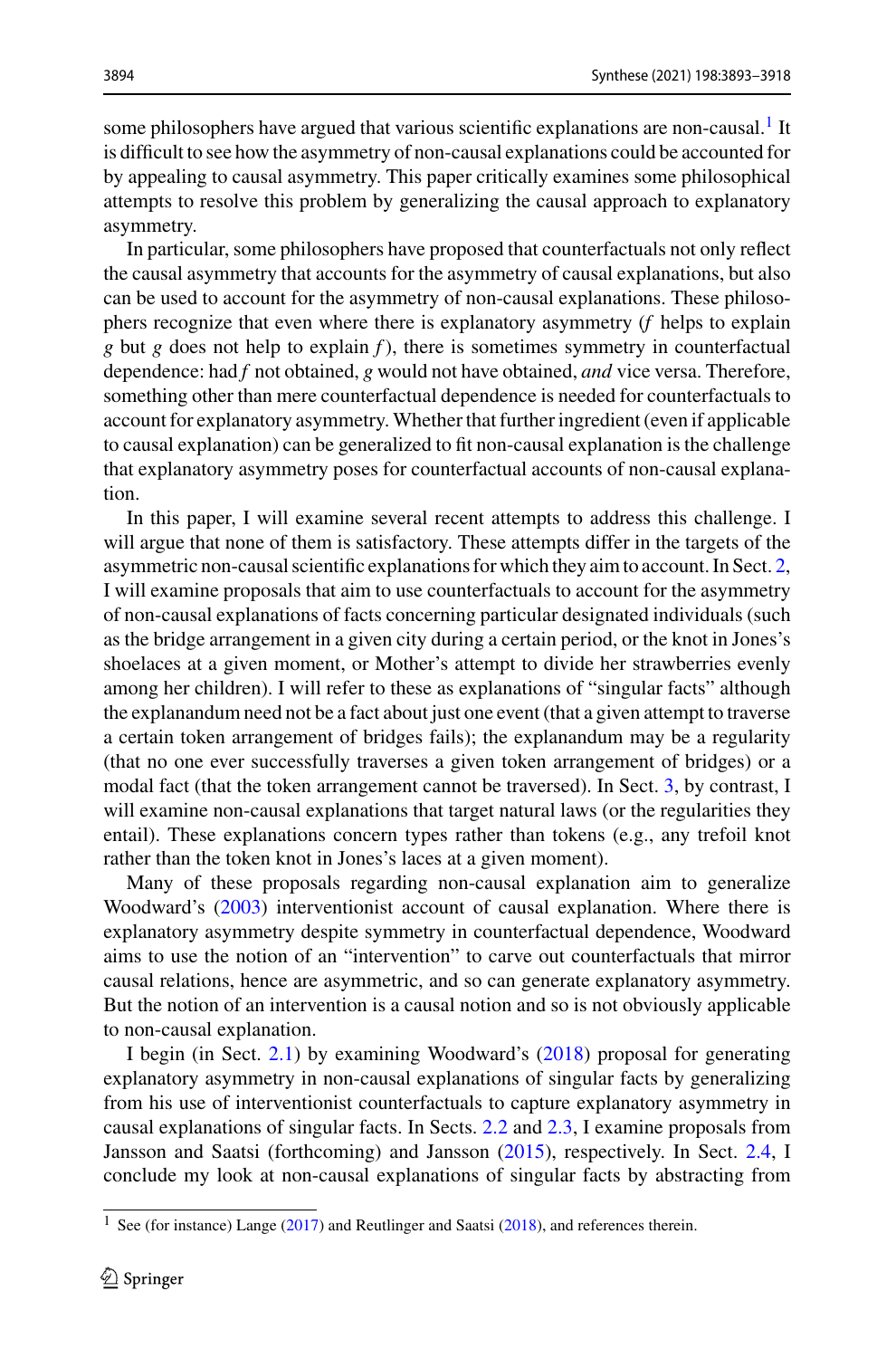some philosophers have argued that various scientific explanations are non-causal.[1] It is difficult to see how the asymmetry of non-causal explanations could be accounted for by appealing to causal asymmetry. This paper critically examines some philosophical attempts to resolve this problem by generalizing the causal approach to explanatory asymmetry.

In particular, some philosophers have proposed that counterfactuals not only reflect the causal asymmetry that accounts for the asymmetry of causal explanations, but also can be used to account for the asymmetry of non-causal explanations. These philosophers recognize that even where there is explanatory asymmetry ($f$ helps to explain $g$ but $g$ does not help to explain $f$), there is sometimes symmetry in counterfactual dependence: had $f$ not obtained, $g$ would not have obtained, *and* vice versa. Therefore, something other than mere counterfactual dependence is needed for counterfactuals to account for explanatory asymmetry. Whether that further ingredient (even if applicable to causal explanation) can be generalized to fit non-causal explanation is the challenge that explanatory asymmetry poses for counterfactual accounts of non-causal explanation.

In this paper, I will examine several recent attempts to address this challenge. I will argue that none of them is satisfactory. These attempts differ in the targets of the asymmetric non-causal scientific explanations for which they aim to account. In Sect. 2, I will examine proposals that aim to use counterfactuals to account for the asymmetry of non-causal explanations of facts concerning particular designated individuals (such as the bridge arrangement in a given city during a certain period, or the knot in Jones's shoelaces at a given moment, or Mother's attempt to divide her strawberries evenly among her children). I will refer to these as explanations of "singular facts" although the explanandum need not be a fact about just one event (that a given attempt to traverse a certain token arrangement of bridges fails); the explanandum may be a regularity (that no one ever successfully traverses a given token arrangement of bridges) or a modal fact (that the token arrangement cannot be traversed). In Sect. 3, by contrast, I will examine non-causal explanations that target natural laws (or the regularities they entail). These explanations concern types rather than tokens (e.g., any trefoil knot rather than the token knot in Jones's laces at a given moment).

Many of these proposals regarding non-causal explanation aim to generalize Woodward's (2003) interventionist account of causal explanation. Where there is explanatory asymmetry despite symmetry in counterfactual dependence, Woodward aims to use the notion of an "intervention" to carve out counterfactuals that mirror causal relations, hence are asymmetric, and so can generate explanatory asymmetry. But the notion of an intervention is a causal notion and so is not obviously applicable to non-causal explanation.

I begin (in Sect. 2.1) by examining Woodward's (2018) proposal for generating explanatory asymmetry in non-causal explanations of singular facts by generalizing from his use of interventionist counterfactuals to capture explanatory asymmetry in causal explanations of singular facts. In Sects. 2.2 and 2.3, I examine proposals from Jansson and Saatsi (forthcoming) and Jansson (2015), respectively. In Sect. 2.4, I conclude my look at non-causal explanations of singular facts by abstracting from

[1] See (for instance) Lange (2017) and Reutlinger and Saatsi (2018), and references therein.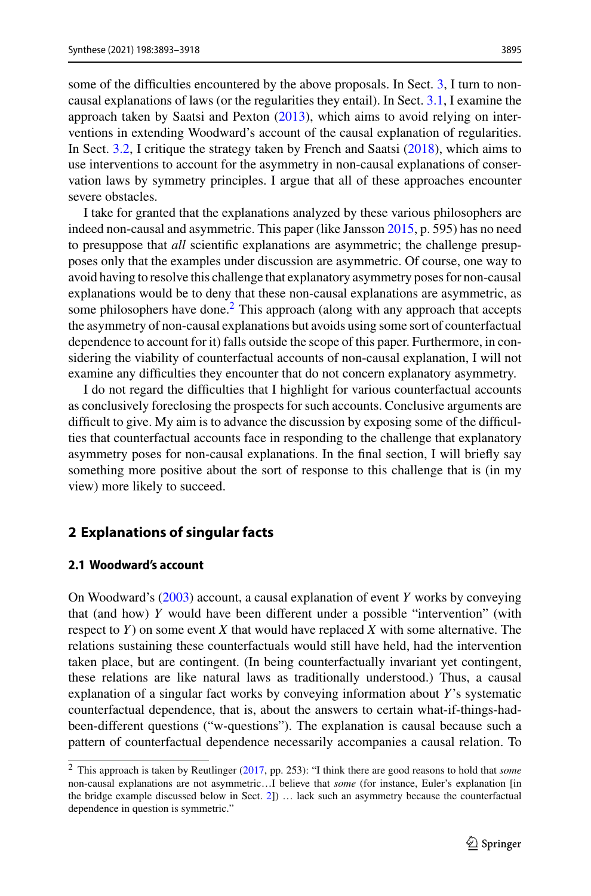some of the difficulties encountered by the above proposals. In Sect. 3, I turn to non-causal explanations of laws (or the regularities they entail). In Sect. 3.1, I examine the approach taken by Saatsi and Pexton (2013), which aims to avoid relying on interventions in extending Woodward's account of the causal explanation of regularities. In Sect. 3.2, I critique the strategy taken by French and Saatsi (2018), which aims to use interventions to account for the asymmetry in non-causal explanations of conservation laws by symmetry principles. I argue that all of these approaches encounter severe obstacles.

I take for granted that the explanations analyzed by these various philosophers are indeed non-causal and asymmetric. This paper (like Jansson 2015, p. 595) has no need to presuppose that *all* scientific explanations are asymmetric; the challenge presupposes only that the examples under discussion are asymmetric. Of course, one way to avoid having to resolve this challenge that explanatory asymmetry poses for non-causal explanations would be to deny that these non-causal explanations are asymmetric, as some philosophers have done.[2] This approach (along with any approach that accepts the asymmetry of non-causal explanations but avoids using some sort of counterfactual dependence to account for it) falls outside the scope of this paper. Furthermore, in considering the viability of counterfactual accounts of non-causal explanation, I will not examine any difficulties they encounter that do not concern explanatory asymmetry.

I do not regard the difficulties that I highlight for various counterfactual accounts as conclusively foreclosing the prospects for such accounts. Conclusive arguments are difficult to give. My aim is to advance the discussion by exposing some of the difficulties that counterfactual accounts face in responding to the challenge that explanatory asymmetry poses for non-causal explanations. In the final section, I will briefly say something more positive about the sort of response to this challenge that is (in my view) more likely to succeed.

## 2 Explanations of singular facts

### 2.1 Woodward's account

On Woodward's (2003) account, a causal explanation of event $Y$ works by conveying that (and how) $Y$ would have been different under a possible "intervention" (with respect to $Y$) on some event $X$ that would have replaced $X$ with some alternative. The relations sustaining these counterfactuals would still have held, had the intervention taken place, but are contingent. (In being counterfactually invariant yet contingent, these relations are like natural laws as traditionally understood.) Thus, a causal explanation of a singular fact works by conveying information about $Y$'s systematic counterfactual dependence, that is, about the answers to certain what-if-things-had-been-different questions ("w-questions"). The explanation is causal because such a pattern of counterfactual dependence necessarily accompanies a causal relation. To

[2] This approach is taken by Reutlinger (2017, pp. 253): "I think there are good reasons to hold that *some* non-causal explanations are not asymmetric…I believe that *some* (for instance, Euler's explanation [in the bridge example discussed below in Sect. 2]) … lack such an asymmetry because the counterfactual dependence in question is symmetric."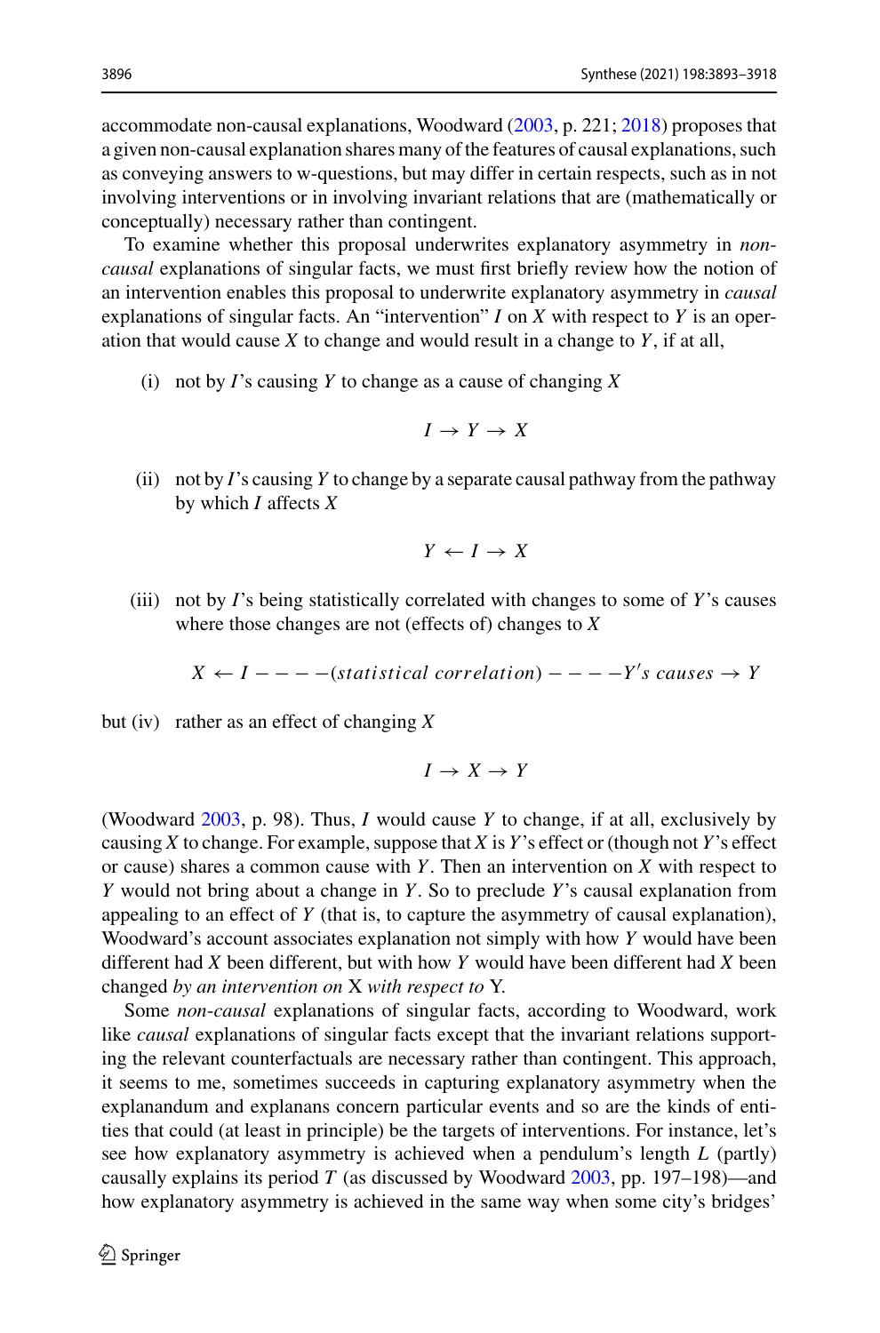accommodate non-causal explanations, Woodward (2003, p. 221; 2018) proposes that a given non-causal explanation shares many of the features of causal explanations, such as conveying answers to w-questions, but may differ in certain respects, such as in not involving interventions or in involving invariant relations that are (mathematically or conceptually) necessary rather than contingent.

To examine whether this proposal underwrites explanatory asymmetry in *non-causal* explanations of singular facts, we must first briefly review how the notion of an intervention enables this proposal to underwrite explanatory asymmetry in *causal* explanations of singular facts. An "intervention" $I$ on $X$ with respect to $Y$ is an operation that would cause $X$ to change and would result in a change to $Y$, if at all,

(i) not by $I$'s causing $Y$ to change as a cause of changing $X$

$$I \rightarrow Y \rightarrow X$$

(ii) not by $I$'s causing $Y$ to change by a separate causal pathway from the pathway by which $I$ affects $X$

$$Y \leftarrow I \rightarrow X$$

(iii) not by $I$'s being statistically correlated with changes to some of $Y$'s causes where those changes are not (effects of) changes to $X$

$$X \leftarrow I - - - -(statistical\ correlation) - - - -Y's\ causes \rightarrow Y$$

but (iv) rather as an effect of changing $X$

$$I \rightarrow X \rightarrow Y$$

(Woodward 2003, p. 98). Thus, $I$ would cause $Y$ to change, if at all, exclusively by causing $X$ to change. For example, suppose that $X$ is $Y$'s effect or (though not $Y$'s effect or cause) shares a common cause with $Y$. Then an intervention on $X$ with respect to $Y$ would not bring about a change in $Y$. So to preclude $Y$'s causal explanation from appealing to an effect of $Y$ (that is, to capture the asymmetry of causal explanation), Woodward's account associates explanation not simply with how $Y$ would have been different had $X$ been different, but with how $Y$ would have been different had $X$ been changed *by an intervention on* X *with respect to* Y.

Some *non-causal* explanations of singular facts, according to Woodward, work like *causal* explanations of singular facts except that the invariant relations supporting the relevant counterfactuals are necessary rather than contingent. This approach, it seems to me, sometimes succeeds in capturing explanatory asymmetry when the explanandum and explanans concern particular events and so are the kinds of entities that could (at least in principle) be the targets of interventions. For instance, let's see how explanatory asymmetry is achieved when a pendulum's length $L$ (partly) causally explains its period $T$ (as discussed by Woodward 2003, pp. 197–198)—and how explanatory asymmetry is achieved in the same way when some city's bridges'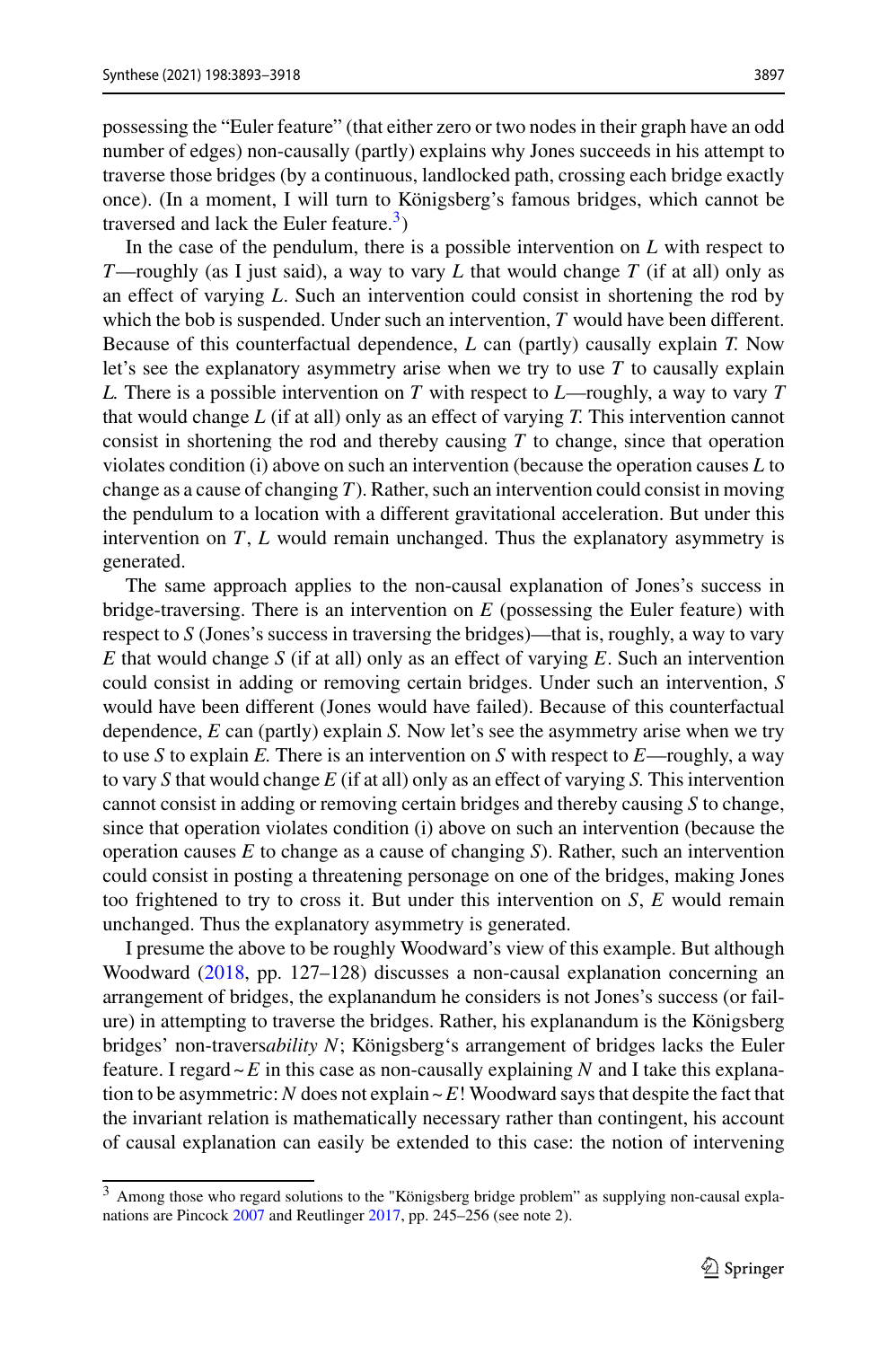possessing the "Euler feature" (that either zero or two nodes in their graph have an odd number of edges) non-causally (partly) explains why Jones succeeds in his attempt to traverse those bridges (by a continuous, landlocked path, crossing each bridge exactly once). (In a moment, I will turn to Königsberg's famous bridges, which cannot be traversed and lack the Euler feature.[3])

In the case of the pendulum, there is a possible intervention on *L* with respect to *T*—roughly (as I just said), a way to vary *L* that would change *T* (if at all) only as an effect of varying *L*. Such an intervention could consist in shortening the rod by which the bob is suspended. Under such an intervention, *T* would have been different. Because of this counterfactual dependence, *L* can (partly) causally explain *T.* Now let's see the explanatory asymmetry arise when we try to use *T* to causally explain *L.* There is a possible intervention on *T* with respect to *L*—roughly, a way to vary *T* that would change *L* (if at all) only as an effect of varying *T.* This intervention cannot consist in shortening the rod and thereby causing *T* to change, since that operation violates condition (i) above on such an intervention (because the operation causes *L* to change as a cause of changing *T*). Rather, such an intervention could consist in moving the pendulum to a location with a different gravitational acceleration. But under this intervention on *T*, *L* would remain unchanged. Thus the explanatory asymmetry is generated.

The same approach applies to the non-causal explanation of Jones's success in bridge-traversing. There is an intervention on *E* (possessing the Euler feature) with respect to *S* (Jones's success in traversing the bridges)—that is, roughly, a way to vary *E* that would change *S* (if at all) only as an effect of varying *E*. Such an intervention could consist in adding or removing certain bridges. Under such an intervention, *S* would have been different (Jones would have failed). Because of this counterfactual dependence, *E* can (partly) explain *S.* Now let's see the asymmetry arise when we try to use *S* to explain *E.* There is an intervention on *S* with respect to *E*—roughly, a way to vary *S* that would change *E* (if at all) only as an effect of varying *S.* This intervention cannot consist in adding or removing certain bridges and thereby causing *S* to change, since that operation violates condition (i) above on such an intervention (because the operation causes *E* to change as a cause of changing *S*). Rather, such an intervention could consist in posting a threatening personage on one of the bridges, making Jones too frightened to try to cross it. But under this intervention on *S*, *E* would remain unchanged. Thus the explanatory asymmetry is generated.

I presume the above to be roughly Woodward's view of this example. But although Woodward (2018, pp. 127–128) discusses a non-causal explanation concerning an arrangement of bridges, the explanandum he considers is not Jones's success (or failure) in attempting to traverse the bridges. Rather, his explanandum is the Königsberg bridges' non-travers*ability N*; Königsberg's arrangement of bridges lacks the Euler feature. I regard ~*E* in this case as non-causally explaining *N* and I take this explanation to be asymmetric: *N* does not explain ~*E*! Woodward says that despite the fact that the invariant relation is mathematically necessary rather than contingent, his account of causal explanation can easily be extended to this case: the notion of intervening

[3] Among those who regard solutions to the "Königsberg bridge problem" as supplying non-causal explanations are Pincock 2007 and Reutlinger 2017, pp. 245–256 (see note 2).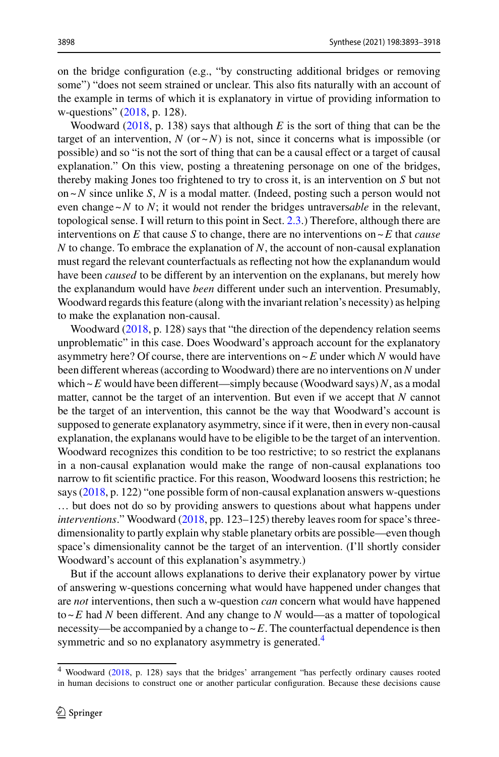on the bridge configuration (e.g., "by constructing additional bridges or removing some") "does not seem strained or unclear. This also fits naturally with an account of the example in terms of which it is explanatory in virtue of providing information to w-questions" (2018, p. 128).

Woodward (2018, p. 138) says that although *E* is the sort of thing that can be the target of an intervention, *N* (or ~*N*) is not, since it concerns what is impossible (or possible) and so "is not the sort of thing that can be a causal effect or a target of causal explanation." On this view, posting a threatening personage on one of the bridges, thereby making Jones too frightened to try to cross it, is an intervention on *S* but not on ~*N* since unlike *S*, *N* is a modal matter. (Indeed, posting such a person would not even change ~*N* to *N*; it would not render the bridges untravers*able* in the relevant, topological sense. I will return to this point in Sect. 2.3.) Therefore, although there are interventions on *E* that cause *S* to change, there are no interventions on ~*E* that *cause* *N* to change. To embrace the explanation of *N*, the account of non-causal explanation must regard the relevant counterfactuals as reflecting not how the explanandum would have been *caused* to be different by an intervention on the explanans, but merely how the explanandum would have *been* different under such an intervention. Presumably, Woodward regards this feature (along with the invariant relation's necessity) as helping to make the explanation non-causal.

Woodward (2018, p. 128) says that "the direction of the dependency relation seems unproblematic" in this case. Does Woodward's approach account for the explanatory asymmetry here? Of course, there are interventions on ~*E* under which *N* would have been different whereas (according to Woodward) there are no interventions on *N* under which ~*E* would have been different—simply because (Woodward says) *N*, as a modal matter, cannot be the target of an intervention. But even if we accept that *N* cannot be the target of an intervention, this cannot be the way that Woodward's account is supposed to generate explanatory asymmetry, since if it were, then in every non-causal explanation, the explanans would have to be eligible to be the target of an intervention. Woodward recognizes this condition to be too restrictive; to so restrict the explanans in a non-causal explanation would make the range of non-causal explanations too narrow to fit scientific practice. For this reason, Woodward loosens this restriction; he says (2018, p. 122) "one possible form of non-causal explanation answers w-questions … but does not do so by providing answers to questions about what happens under *interventions*." Woodward (2018, pp. 123–125) thereby leaves room for space's three-dimensionality to partly explain why stable planetary orbits are possible—even though space's dimensionality cannot be the target of an intervention. (I'll shortly consider Woodward's account of this explanation's asymmetry.)

But if the account allows explanations to derive their explanatory power by virtue of answering w-questions concerning what would have happened under changes that are *not* interventions, then such a w-question *can* concern what would have happened to ~*E* had *N* been different. And any change to *N* would—as a matter of topological necessity—be accompanied by a change to ~*E*. The counterfactual dependence is then symmetric and so no explanatory asymmetry is generated.[4]

---

[4] Woodward (2018, p. 128) says that the bridges' arrangement "has perfectly ordinary causes rooted in human decisions to construct one or another particular configuration. Because these decisions cause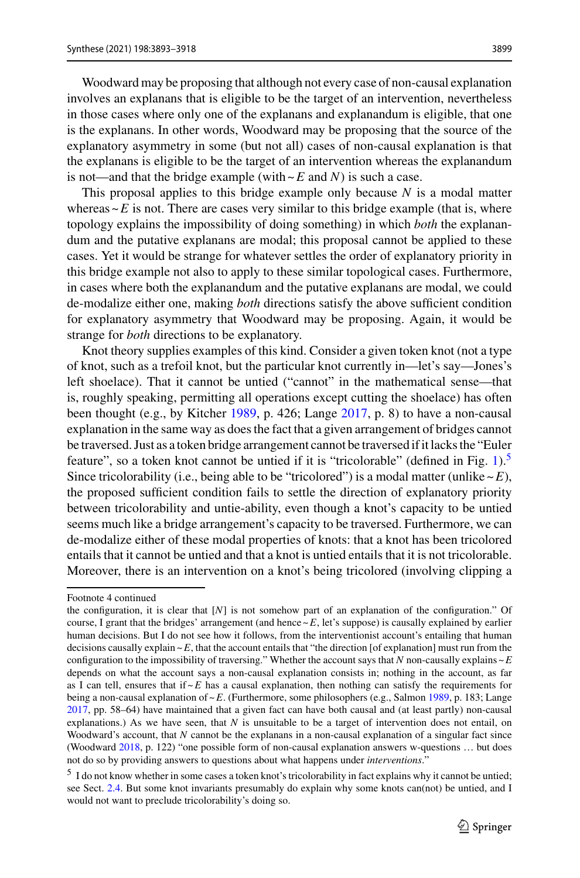Woodward may be proposing that although not every case of non-causal explanation involves an explanans that is eligible to be the target of an intervention, nevertheless in those cases where only one of the explanans and explanandum is eligible, that one is the explanans. In other words, Woodward may be proposing that the source of the explanatory asymmetry in some (but not all) cases of non-causal explanation is that the explanans is eligible to be the target of an intervention whereas the explanandum is not—and that the bridge example (with ~ $E$ and $N$) is such a case.

This proposal applies to this bridge example only because $N$ is a modal matter whereas ~ $E$ is not. There are cases very similar to this bridge example (that is, where topology explains the impossibility of doing something) in which *both* the explanandum and the putative explanans are modal; this proposal cannot be applied to these cases. Yet it would be strange for whatever settles the order of explanatory priority in this bridge example not also to apply to these similar topological cases. Furthermore, in cases where both the explanandum and the putative explanans are modal, we could de-modalize either one, making *both* directions satisfy the above sufficient condition for explanatory asymmetry that Woodward may be proposing. Again, it would be strange for *both* directions to be explanatory.

Knot theory supplies examples of this kind. Consider a given token knot (not a type of knot, such as a trefoil knot, but the particular knot currently in—let's say—Jones's left shoelace). That it cannot be untied ("cannot" in the mathematical sense—that is, roughly speaking, permitting all operations except cutting the shoelace) has often been thought (e.g., by Kitcher 1989, p. 426; Lange 2017, p. 8) to have a non-causal explanation in the same way as does the fact that a given arrangement of bridges cannot be traversed. Just as a token bridge arrangement cannot be traversed if it lacks the "Euler feature", so a token knot cannot be untied if it is "tricolorable" (defined in Fig. 1).[5] Since tricolorability (i.e., being able to be "tricolored") is a modal matter (unlike ~ $E$), the proposed sufficient condition fails to settle the direction of explanatory priority between tricolorability and untie-ability, even though a knot's capacity to be untied seems much like a bridge arrangement's capacity to be traversed. Furthermore, we can de-modalize either of these modal properties of knots: that a knot has been tricolored entails that it cannot be untied and that a knot is untied entails that it is not tricolorable. Moreover, there is an intervention on a knot's being tricolored (involving clipping a

---

Footnote 4 continued

the configuration, it is clear that [$N$] is not somehow part of an explanation of the configuration." Of course, I grant that the bridges' arrangement (and hence ~ $E$, let's suppose) is causally explained by earlier human decisions. But I do not see how it follows, from the interventionist account's entailing that human decisions causally explain ~ $E$, that the account entails that "the direction [of explanation] must run from the configuration to the impossibility of traversing." Whether the account says that $N$ non-causally explains ~ $E$ depends on what the account says a non-causal explanation consists in; nothing in the account, as far as I can tell, ensures that if ~ $E$ has a causal explanation, then nothing can satisfy the requirements for being a non-causal explanation of ~ $E$. (Furthermore, some philosophers (e.g., Salmon 1989, p. 183; Lange 2017, pp. 58–64) have maintained that a given fact can have both causal and (at least partly) non-causal explanations.) As we have seen, that $N$ is unsuitable to be a target of intervention does not entail, on Woodward's account, that $N$ cannot be the explanans in a non-causal explanation of a singular fact since (Woodward 2018, p. 122) "one possible form of non-causal explanation answers w-questions … but does not do so by providing answers to questions about what happens under *interventions*."

[5] I do not know whether in some cases a token knot's tricolorability in fact explains why it cannot be untied; see Sect. 2.4. But some knot invariants presumably do explain why some knots can(not) be untied, and I would not want to preclude tricolorability's doing so.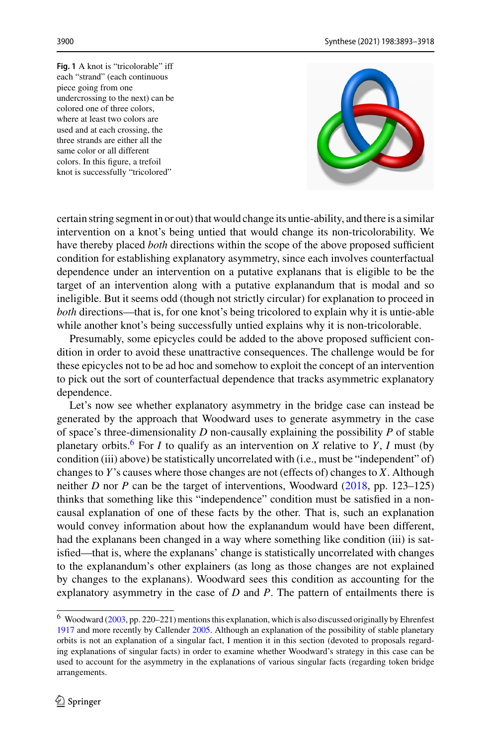**Fig. 1** A knot is "tricolorable" iff each "strand" (each continuous piece going from one undercrossing to the next) can be colored one of three colors, where at least two colors are used and at each crossing, the three strands are either all the same color or all different colors. In this figure, a trefoil knot is successfully "tricolored"

certain string segment in or out) that would change its untie-ability, and there is a similar intervention on a knot's being untied that would change its non-tricolorability. We have thereby placed *both* directions within the scope of the above proposed sufficient condition for establishing explanatory asymmetry, since each involves counterfactual dependence under an intervention on a putative explanans that is eligible to be the target of an intervention along with a putative explanandum that is modal and so ineligible. But it seems odd (though not strictly circular) for explanation to proceed in *both* directions—that is, for one knot's being tricolored to explain why it is untie-able while another knot's being successfully untied explains why it is non-tricolorable.

Presumably, some epicycles could be added to the above proposed sufficient condition in order to avoid these unattractive consequences. The challenge would be for these epicycles not to be ad hoc and somehow to exploit the concept of an intervention to pick out the sort of counterfactual dependence that tracks asymmetric explanatory dependence.

Let's now see whether explanatory asymmetry in the bridge case can instead be generated by the approach that Woodward uses to generate asymmetry in the case of space's three-dimensionality $D$ non-causally explaining the possibility $P$ of stable planetary orbits.[6] For $I$ to qualify as an intervention on $X$ relative to $Y$, $I$ must (by condition (iii) above) be statistically uncorrelated with (i.e., must be "independent" of) changes to $Y$'s causes where those changes are not (effects of) changes to $X$. Although neither $D$ nor $P$ can be the target of interventions, Woodward (2018, pp. 123–125) thinks that something like this "independence" condition must be satisfied in a non-causal explanation of one of these facts by the other. That is, such an explanation would convey information about how the explanandum would have been different, had the explanans been changed in a way where something like condition (iii) is satisfied—that is, where the explanans' change is statistically uncorrelated with changes to the explanandum's other explainers (as long as those changes are not explained by changes to the explanans). Woodward sees this condition as accounting for the explanatory asymmetry in the case of $D$ and $P$. The pattern of entailments there is

[6] Woodward (2003, pp. 220–221) mentions this explanation, which is also discussed originally by Ehrenfest 1917 and more recently by Callender 2005. Although an explanation of the possibility of stable planetary orbits is not an explanation of a singular fact, I mention it in this section (devoted to proposals regarding explanations of singular facts) in order to examine whether Woodward's strategy in this case can be used to account for the asymmetry in the explanations of various singular facts (regarding token bridge arrangements.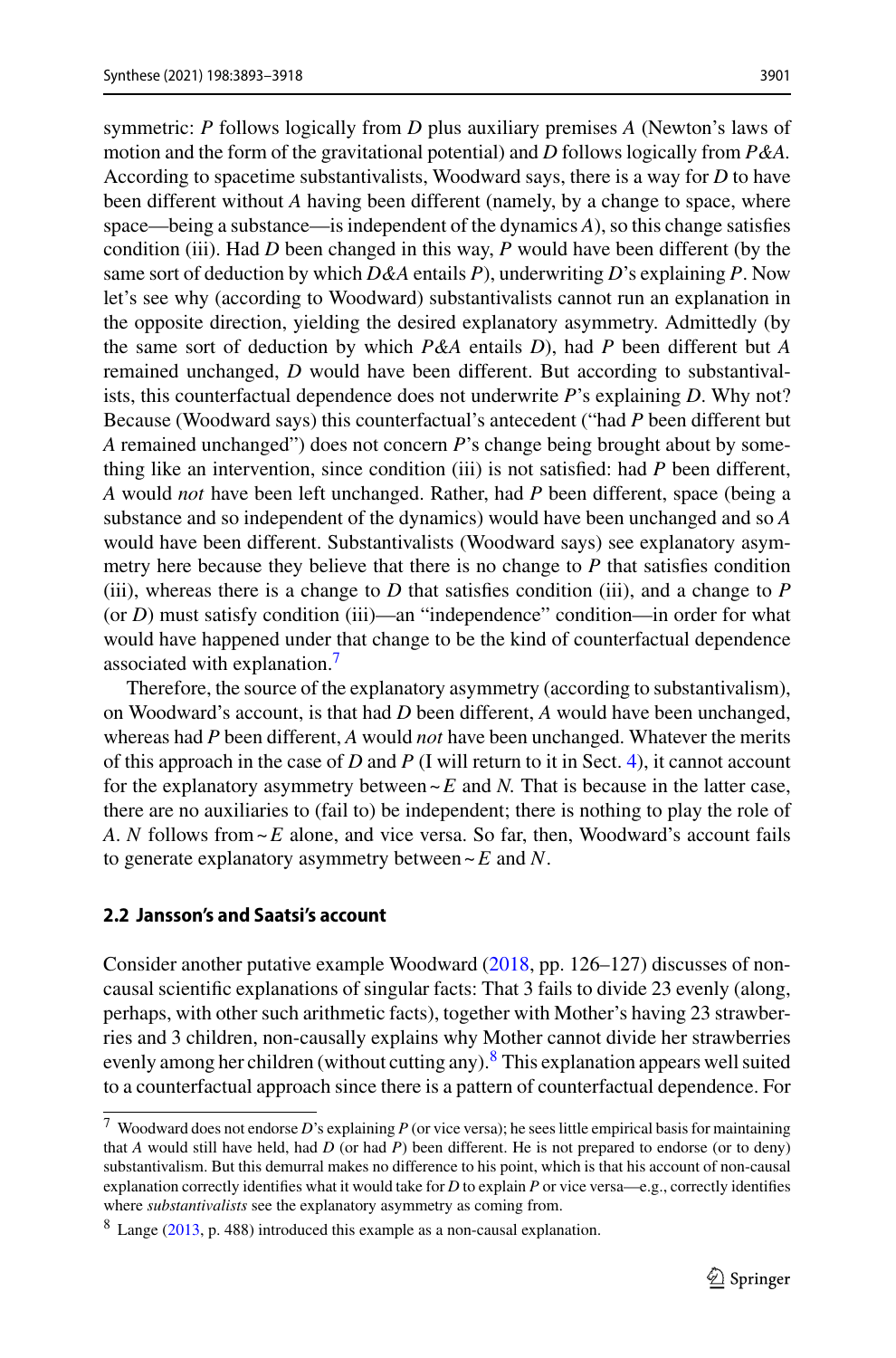symmetric: *P* follows logically from *D* plus auxiliary premises *A* (Newton's laws of motion and the form of the gravitational potential) and *D* follows logically from *P&A*. According to spacetime substantivalists, Woodward says, there is a way for *D* to have been different without *A* having been different (namely, by a change to space, where space—being a substance—is independent of the dynamics *A*), so this change satisfies condition (iii). Had *D* been changed in this way, *P* would have been different (by the same sort of deduction by which *D&A* entails *P*), underwriting *D*'s explaining *P*. Now let's see why (according to Woodward) substantivalists cannot run an explanation in the opposite direction, yielding the desired explanatory asymmetry. Admittedly (by the same sort of deduction by which *P&A* entails *D*), had *P* been different but *A* remained unchanged, *D* would have been different. But according to substantivalists, this counterfactual dependence does not underwrite *P*'s explaining *D*. Why not? Because (Woodward says) this counterfactual's antecedent ("had *P* been different but *A* remained unchanged") does not concern *P*'s change being brought about by something like an intervention, since condition (iii) is not satisfied: had *P* been different, *A* would *not* have been left unchanged. Rather, had *P* been different, space (being a substance and so independent of the dynamics) would have been unchanged and so *A* would have been different. Substantivalists (Woodward says) see explanatory asymmetry here because they believe that there is no change to *P* that satisfies condition (iii), whereas there is a change to *D* that satisfies condition (iii), and a change to *P* (or *D*) must satisfy condition (iii)—an "independence" condition—in order for what would have happened under that change to be the kind of counterfactual dependence associated with explanation.[7]

Therefore, the source of the explanatory asymmetry (according to substantivalism), on Woodward's account, is that had *D* been different, *A* would have been unchanged, whereas had *P* been different, *A* would *not* have been unchanged. Whatever the merits of this approach in the case of *D* and *P* (I will return to it in Sect. 4), it cannot account for the explanatory asymmetry between ~*E* and *N*. That is because in the latter case, there are no auxiliaries to (fail to) be independent; there is nothing to play the role of *A*. *N* follows from ~*E* alone, and vice versa. So far, then, Woodward's account fails to generate explanatory asymmetry between ~*E* and *N*.

### 2.2 Jansson's and Saatsi's account

Consider another putative example Woodward (2018, pp. 126–127) discusses of non-causal scientific explanations of singular facts: That 3 fails to divide 23 evenly (along, perhaps, with other such arithmetic facts), together with Mother's having 23 strawberries and 3 children, non-causally explains why Mother cannot divide her strawberries evenly among her children (without cutting any).[8] This explanation appears well suited to a counterfactual approach since there is a pattern of counterfactual dependence. For

[7] Woodward does not endorse *D*'s explaining *P* (or vice versa); he sees little empirical basis for maintaining that *A* would still have held, had *D* (or had *P*) been different. He is not prepared to endorse (or to deny) substantivalism. But this demurral makes no difference to his point, which is that his account of non-causal explanation correctly identifies what it would take for *D* to explain *P* or vice versa—e.g., correctly identifies where *substantivalists* see the explanatory asymmetry as coming from.

[8] Lange (2013, p. 488) introduced this example as a non-causal explanation.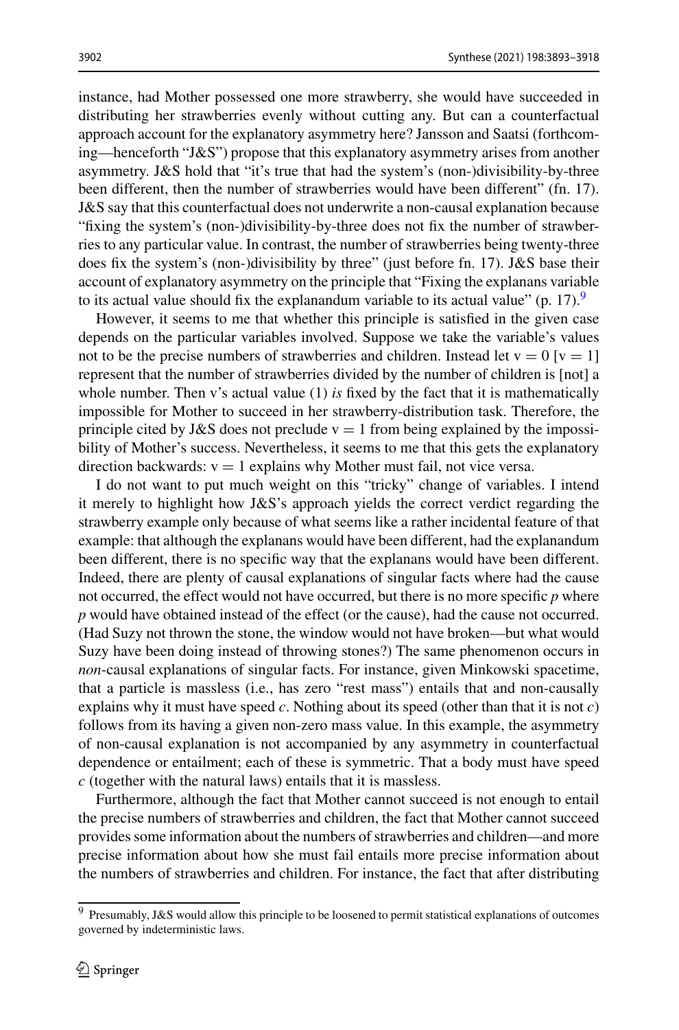instance, had Mother possessed one more strawberry, she would have succeeded in distributing her strawberries evenly without cutting any. But can a counterfactual approach account for the explanatory asymmetry here? Jansson and Saatsi (forthcoming—henceforth "J&S") propose that this explanatory asymmetry arises from another asymmetry. J&S hold that "it's true that had the system's (non-)divisibility-by-three been different, then the number of strawberries would have been different" (fn. 17). J&S say that this counterfactual does not underwrite a non-causal explanation because "fixing the system's (non-)divisibility-by-three does not fix the number of strawberries to any particular value. In contrast, the number of strawberries being twenty-three does fix the system's (non-)divisibility by three" (just before fn. 17). J&S base their account of explanatory asymmetry on the principle that "Fixing the explanans variable to its actual value should fix the explanandum variable to its actual value" (p. 17).[9]

However, it seems to me that whether this principle is satisfied in the given case depends on the particular variables involved. Suppose we take the variable's values not to be the precise numbers of strawberries and children. Instead let $v = 0$ [$v = 1$] represent that the number of strawberries divided by the number of children is [not] a whole number. Then v's actual value (1) *is* fixed by the fact that it is mathematically impossible for Mother to succeed in her strawberry-distribution task. Therefore, the principle cited by J&S does not preclude $v = 1$ from being explained by the impossibility of Mother's success. Nevertheless, it seems to me that this gets the explanatory direction backwards: $v = 1$ explains why Mother must fail, not vice versa.

I do not want to put much weight on this "tricky" change of variables. I intend it merely to highlight how J&S's approach yields the correct verdict regarding the strawberry example only because of what seems like a rather incidental feature of that example: that although the explanans would have been different, had the explanandum been different, there is no specific way that the explanans would have been different. Indeed, there are plenty of causal explanations of singular facts where had the cause not occurred, the effect would not have occurred, but there is no more specific *p* where *p* would have obtained instead of the effect (or the cause), had the cause not occurred. (Had Suzy not thrown the stone, the window would not have broken—but what would Suzy have been doing instead of throwing stones?) The same phenomenon occurs in *non*-causal explanations of singular facts. For instance, given Minkowski spacetime, that a particle is massless (i.e., has zero "rest mass") entails that and non-causally explains why it must have speed $c$. Nothing about its speed (other than that it is not $c$) follows from its having a given non-zero mass value. In this example, the asymmetry of non-causal explanation is not accompanied by any asymmetry in counterfactual dependence or entailment; each of these is symmetric. That a body must have speed $c$ (together with the natural laws) entails that it is massless.

Furthermore, although the fact that Mother cannot succeed is not enough to entail the precise numbers of strawberries and children, the fact that Mother cannot succeed provides some information about the numbers of strawberries and children—and more precise information about how she must fail entails more precise information about the numbers of strawberries and children. For instance, the fact that after distributing

---

[9] Presumably, J&S would allow this principle to be loosened to permit statistical explanations of outcomes governed by indeterministic laws.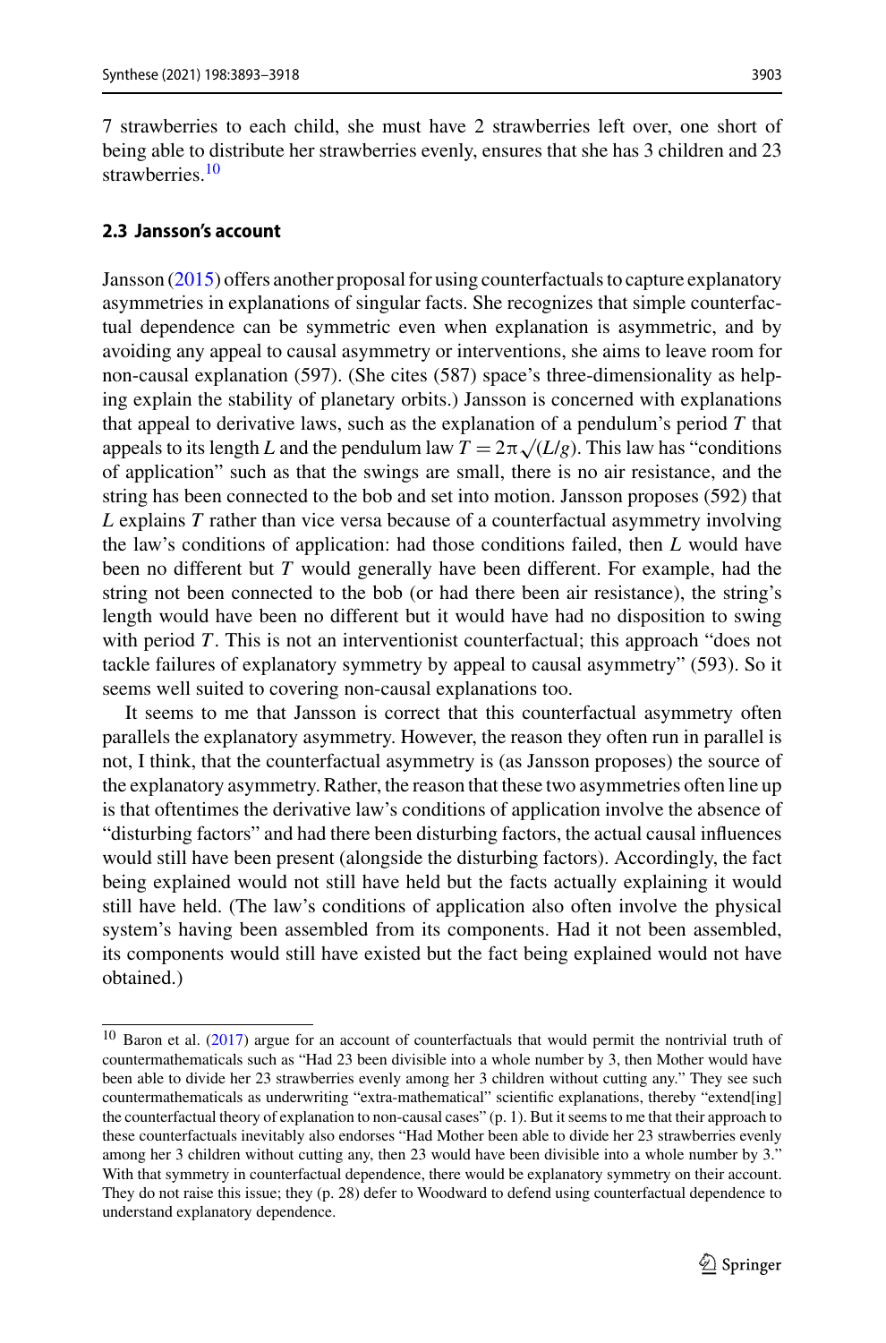7 strawberries to each child, she must have 2 strawberries left over, one short of being able to distribute her strawberries evenly, ensures that she has 3 children and 23 strawberries.[10]

### 2.3 Jansson's account

Jansson (2015) offers another proposal for using counterfactuals to capture explanatory asymmetries in explanations of singular facts. She recognizes that simple counterfactual dependence can be symmetric even when explanation is asymmetric, and by avoiding any appeal to causal asymmetry or interventions, she aims to leave room for non-causal explanation (597). (She cites (587) space's three-dimensionality as helping explain the stability of planetary orbits.) Jansson is concerned with explanations that appeal to derivative laws, such as the explanation of a pendulum's period $T$ that appeals to its length $L$ and the pendulum law $T = 2\pi\sqrt{(L/g)}$. This law has "conditions of application" such as that the swings are small, there is no air resistance, and the string has been connected to the bob and set into motion. Jansson proposes (592) that $L$ explains $T$ rather than vice versa because of a counterfactual asymmetry involving the law's conditions of application: had those conditions failed, then $L$ would have been no different but $T$ would generally have been different. For example, had the string not been connected to the bob (or had there been air resistance), the string's length would have been no different but it would have had no disposition to swing with period $T$. This is not an interventionist counterfactual; this approach "does not tackle failures of explanatory symmetry by appeal to causal asymmetry" (593). So it seems well suited to covering non-causal explanations too.

It seems to me that Jansson is correct that this counterfactual asymmetry often parallels the explanatory asymmetry. However, the reason they often run in parallel is not, I think, that the counterfactual asymmetry is (as Jansson proposes) the source of the explanatory asymmetry. Rather, the reason that these two asymmetries often line up is that oftentimes the derivative law's conditions of application involve the absence of "disturbing factors" and had there been disturbing factors, the actual causal influences would still have been present (alongside the disturbing factors). Accordingly, the fact being explained would not still have held but the facts actually explaining it would still have held. (The law's conditions of application also often involve the physical system's having been assembled from its components. Had it not been assembled, its components would still have existed but the fact being explained would not have obtained.)

---

[10] Baron et al. (2017) argue for an account of counterfactuals that would permit the nontrivial truth of countermathematicals such as "Had 23 been divisible into a whole number by 3, then Mother would have been able to divide her 23 strawberries evenly among her 3 children without cutting any." They see such countermathematicals as underwriting "extra-mathematical" scientific explanations, thereby "extend[ing] the counterfactual theory of explanation to non-causal cases" (p. 1). But it seems to me that their approach to these counterfactuals inevitably also endorses "Had Mother been able to divide her 23 strawberries evenly among her 3 children without cutting any, then 23 would have been divisible into a whole number by 3." With that symmetry in counterfactual dependence, there would be explanatory symmetry on their account. They do not raise this issue; they (p. 28) defer to Woodward to defend using counterfactual dependence to understand explanatory dependence.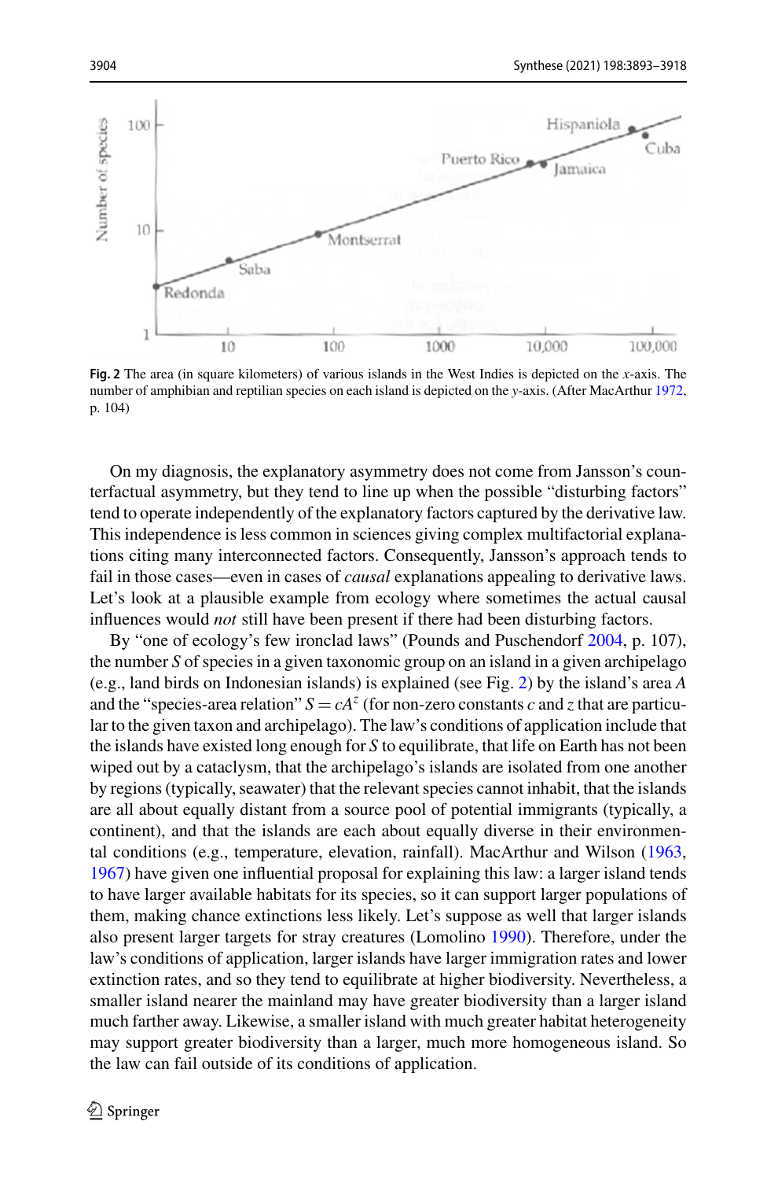Fig. 2 The area (in square kilometers) of various islands in the West Indies is depicted on the $x$-axis. The number of amphibian and reptilian species on each island is depicted on the $y$-axis. (After MacArthur 1972, p. 104)

On my diagnosis, the explanatory asymmetry does not come from Jansson's counterfactual asymmetry, but they tend to line up when the possible "disturbing factors" tend to operate independently of the explanatory factors captured by the derivative law. This independence is less common in sciences giving complex multifactorial explanations citing many interconnected factors. Consequently, Jansson's approach tends to fail in those cases—even in cases of *causal* explanations appealing to derivative laws. Let's look at a plausible example from ecology where sometimes the actual causal influences would *not* still have been present if there had been disturbing factors.

By "one of ecology's few ironclad laws" (Pounds and Puschendorf 2004, p. 107), the number $S$ of species in a given taxonomic group on an island in a given archipelago (e.g., land birds on Indonesian islands) is explained (see Fig. 2) by the island's area $A$ and the "species-area relation" $S = cA^z$ (for non-zero constants $c$ and $z$ that are particular to the given taxon and archipelago). The law's conditions of application include that the islands have existed long enough for $S$ to equilibrate, that life on Earth has not been wiped out by a cataclysm, that the archipelago's islands are isolated from one another by regions (typically, seawater) that the relevant species cannot inhabit, that the islands are all about equally distant from a source pool of potential immigrants (typically, a continent), and that the islands are each about equally diverse in their environmental conditions (e.g., temperature, elevation, rainfall). MacArthur and Wilson (1963, 1967) have given one influential proposal for explaining this law: a larger island tends to have larger available habitats for its species, so it can support larger populations of them, making chance extinctions less likely. Let's suppose as well that larger islands also present larger targets for stray creatures (Lomolino 1990). Therefore, under the law's conditions of application, larger islands have larger immigration rates and lower extinction rates, and so they tend to equilibrate at higher biodiversity. Nevertheless, a smaller island nearer the mainland may have greater biodiversity than a larger island much farther away. Likewise, a smaller island with much greater habitat heterogeneity may support greater biodiversity than a larger, much more homogeneous island. So the law can fail outside of its conditions of application.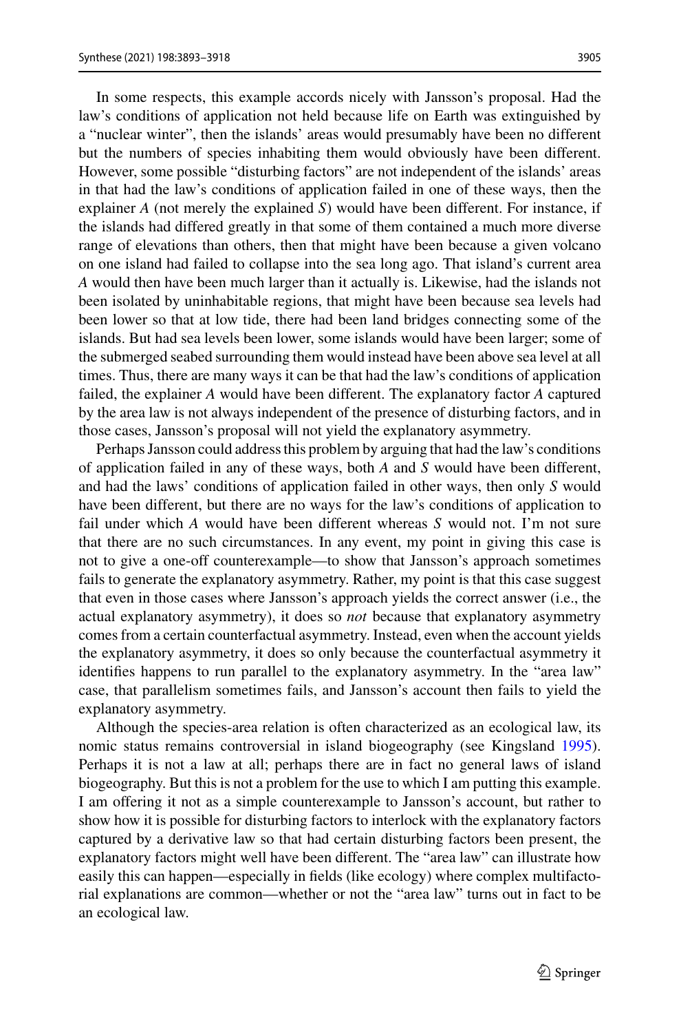In some respects, this example accords nicely with Jansson's proposal. Had the law's conditions of application not held because life on Earth was extinguished by a "nuclear winter", then the islands' areas would presumably have been no different but the numbers of species inhabiting them would obviously have been different. However, some possible "disturbing factors" are not independent of the islands' areas in that had the law's conditions of application failed in one of these ways, then the explainer *A* (not merely the explained *S*) would have been different. For instance, if the islands had differed greatly in that some of them contained a much more diverse range of elevations than others, then that might have been because a given volcano on one island had failed to collapse into the sea long ago. That island's current area *A* would then have been much larger than it actually is. Likewise, had the islands not been isolated by uninhabitable regions, that might have been because sea levels had been lower so that at low tide, there had been land bridges connecting some of the islands. But had sea levels been lower, some islands would have been larger; some of the submerged seabed surrounding them would instead have been above sea level at all times. Thus, there are many ways it can be that had the law's conditions of application failed, the explainer *A* would have been different. The explanatory factor *A* captured by the area law is not always independent of the presence of disturbing factors, and in those cases, Jansson's proposal will not yield the explanatory asymmetry.

Perhaps Jansson could address this problem by arguing that had the law's conditions of application failed in any of these ways, both *A* and *S* would have been different, and had the laws' conditions of application failed in other ways, then only *S* would have been different, but there are no ways for the law's conditions of application to fail under which *A* would have been different whereas *S* would not. I'm not sure that there are no such circumstances. In any event, my point in giving this case is not to give a one-off counterexample—to show that Jansson's approach sometimes fails to generate the explanatory asymmetry. Rather, my point is that this case suggest that even in those cases where Jansson's approach yields the correct answer (i.e., the actual explanatory asymmetry), it does so *not* because that explanatory asymmetry comes from a certain counterfactual asymmetry. Instead, even when the account yields the explanatory asymmetry, it does so only because the counterfactual asymmetry it identifies happens to run parallel to the explanatory asymmetry. In the "area law" case, that parallelism sometimes fails, and Jansson's account then fails to yield the explanatory asymmetry.

Although the species-area relation is often characterized as an ecological law, its nomic status remains controversial in island biogeography (see Kingsland 1995). Perhaps it is not a law at all; perhaps there are in fact no general laws of island biogeography. But this is not a problem for the use to which I am putting this example. I am offering it not as a simple counterexample to Jansson's account, but rather to show how it is possible for disturbing factors to interlock with the explanatory factors captured by a derivative law so that had certain disturbing factors been present, the explanatory factors might well have been different. The "area law" can illustrate how easily this can happen—especially in fields (like ecology) where complex multifactorial explanations are common—whether or not the "area law" turns out in fact to be an ecological law.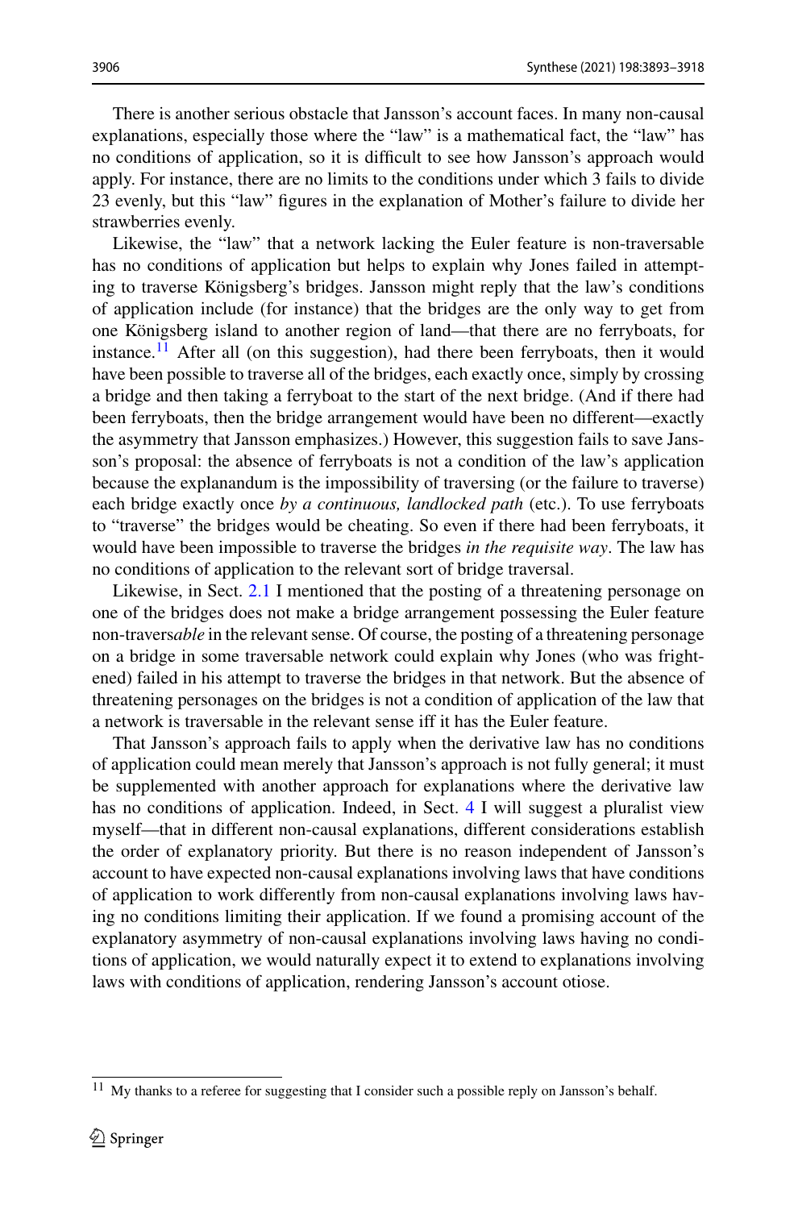There is another serious obstacle that Jansson's account faces. In many non-causal explanations, especially those where the "law" is a mathematical fact, the "law" has no conditions of application, so it is difficult to see how Jansson's approach would apply. For instance, there are no limits to the conditions under which 3 fails to divide 23 evenly, but this "law" figures in the explanation of Mother's failure to divide her strawberries evenly.

Likewise, the "law" that a network lacking the Euler feature is non-traversable has no conditions of application but helps to explain why Jones failed in attempting to traverse Königsberg's bridges. Jansson might reply that the law's conditions of application include (for instance) that the bridges are the only way to get from one Königsberg island to another region of land—that there are no ferryboats, for instance.[11] After all (on this suggestion), had there been ferryboats, then it would have been possible to traverse all of the bridges, each exactly once, simply by crossing a bridge and then taking a ferryboat to the start of the next bridge. (And if there had been ferryboats, then the bridge arrangement would have been no different—exactly the asymmetry that Jansson emphasizes.) However, this suggestion fails to save Jansson's proposal: the absence of ferryboats is not a condition of the law's application because the explanandum is the impossibility of traversing (or the failure to traverse) each bridge exactly once *by a continuous, landlocked path* (etc.). To use ferryboats to "traverse" the bridges would be cheating. So even if there had been ferryboats, it would have been impossible to traverse the bridges *in the requisite way*. The law has no conditions of application to the relevant sort of bridge traversal.

Likewise, in Sect. 2.1 I mentioned that the posting of a threatening personage on one of the bridges does not make a bridge arrangement possessing the Euler feature non-travers*able* in the relevant sense. Of course, the posting of a threatening personage on a bridge in some traversable network could explain why Jones (who was frightened) failed in his attempt to traverse the bridges in that network. But the absence of threatening personages on the bridges is not a condition of application of the law that a network is traversable in the relevant sense iff it has the Euler feature.

That Jansson's approach fails to apply when the derivative law has no conditions of application could mean merely that Jansson's approach is not fully general; it must be supplemented with another approach for explanations where the derivative law has no conditions of application. Indeed, in Sect. 4 I will suggest a pluralist view myself—that in different non-causal explanations, different considerations establish the order of explanatory priority. But there is no reason independent of Jansson's account to have expected non-causal explanations involving laws that have conditions of application to work differently from non-causal explanations involving laws having no conditions limiting their application. If we found a promising account of the explanatory asymmetry of non-causal explanations involving laws having no conditions of application, we would naturally expect it to extend to explanations involving laws with conditions of application, rendering Jansson's account otiose.

---

[11] My thanks to a referee for suggesting that I consider such a possible reply on Jansson's behalf.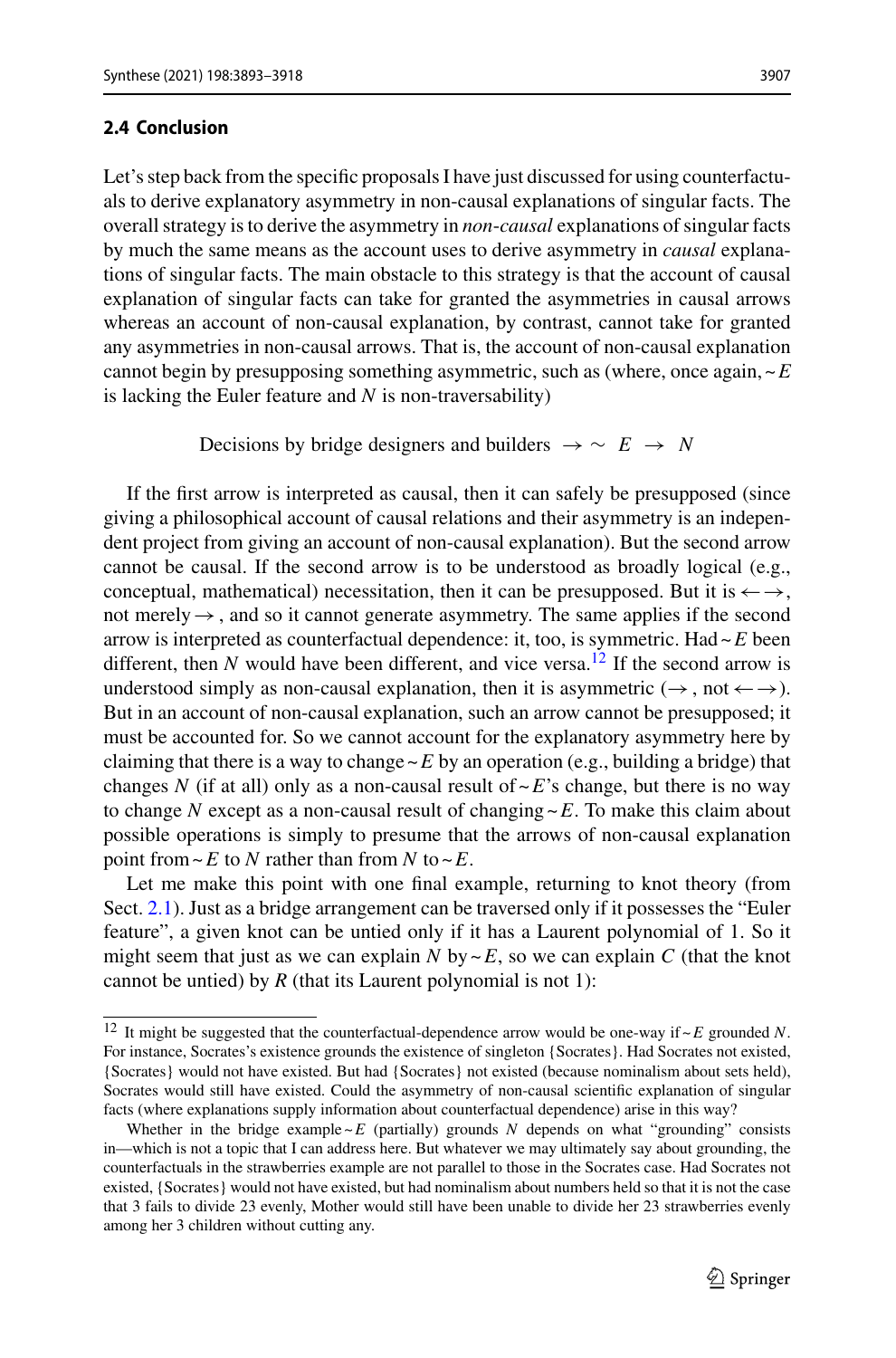### 2.4 Conclusion

Let's step back from the specific proposals I have just discussed for using counterfactuals to derive explanatory asymmetry in non-causal explanations of singular facts. The overall strategy is to derive the asymmetry in *non-causal* explanations of singular facts by much the same means as the account uses to derive asymmetry in *causal* explanations of singular facts. The main obstacle to this strategy is that the account of causal explanation of singular facts can take for granted the asymmetries in causal arrows whereas an account of non-causal explanation, by contrast, cannot take for granted any asymmetries in non-causal arrows. That is, the account of non-causal explanation cannot begin by presupposing something asymmetric, such as (where, once again, $\sim E$ is lacking the Euler feature and $N$ is non-traversability)

$$\text{Decisions by bridge designers and builders} \rightarrow \sim E \rightarrow N$$

If the first arrow is interpreted as causal, then it can safely be presupposed (since giving a philosophical account of causal relations and their asymmetry is an independent project from giving an account of non-causal explanation). But the second arrow cannot be causal. If the second arrow is to be understood as broadly logical (e.g., conceptual, mathematical) necessitation, then it can be presupposed. But it is $\leftarrow\rightarrow$, not merely $\rightarrow$, and so it cannot generate asymmetry. The same applies if the second arrow is interpreted as counterfactual dependence: it, too, is symmetric. Had $\sim E$ been different, then $N$ would have been different, and vice versa.[12] If the second arrow is understood simply as non-causal explanation, then it is asymmetric ($\rightarrow$, not $\leftarrow\rightarrow$). But in an account of non-causal explanation, such an arrow cannot be presupposed; it must be accounted for. So we cannot account for the explanatory asymmetry here by claiming that there is a way to change $\sim E$ by an operation (e.g., building a bridge) that changes $N$ (if at all) only as a non-causal result of $\sim E$'s change, but there is no way to change $N$ except as a non-causal result of changing $\sim E$. To make this claim about possible operations is simply to presume that the arrows of non-causal explanation point from $\sim E$ to $N$ rather than from $N$ to $\sim E$.

Let me make this point with one final example, returning to knot theory (from Sect. 2.1). Just as a bridge arrangement can be traversed only if it possesses the "Euler feature", a given knot can be untied only if it has a Laurent polynomial of 1. So it might seem that just as we can explain $N$ by $\sim E$, so we can explain $C$ (that the knot cannot be untied) by $R$ (that its Laurent polynomial is not 1):

---

[12] It might be suggested that the counterfactual-dependence arrow would be one-way if $\sim E$ grounded $N$. For instance, Socrates's existence grounds the existence of singleton {Socrates}. Had Socrates not existed, {Socrates} would not have existed. But had {Socrates} not existed (because nominalism about sets held), Socrates would still have existed. Could the asymmetry of non-causal scientific explanation of singular facts (where explanations supply information about counterfactual dependence) arise in this way?

Whether in the bridge example $\sim E$ (partially) grounds $N$ depends on what "grounding" consists in—which is not a topic that I can address here. But whatever we may ultimately say about grounding, the counterfactuals in the strawberries example are not parallel to those in the Socrates case. Had Socrates not existed, {Socrates} would not have existed, but had nominalism about numbers held so that it is not the case that 3 fails to divide 23 evenly, Mother would still have been unable to divide her 23 strawberries evenly among her 3 children without cutting any.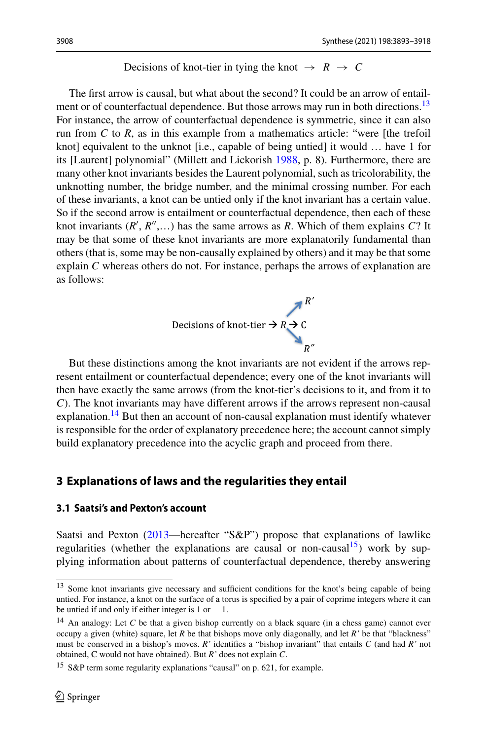Decisions of knot-tier in tying the knot $\rightarrow$ $R$ $\rightarrow$ $C$

The first arrow is causal, but what about the second? It could be an arrow of entailment or of counterfactual dependence. But those arrows may run in both directions.[13] For instance, the arrow of counterfactual dependence is symmetric, since it can also run from $C$ to $R$, as in this example from a mathematics article: "were [the trefoil knot] equivalent to the unknot [i.e., capable of being untied] it would … have 1 for its [Laurent] polynomial" (Millett and Lickorish 1988, p. 8). Furthermore, there are many other knot invariants besides the Laurent polynomial, such as tricolorability, the unknotting number, the bridge number, and the minimal crossing number. For each of these invariants, a knot can be untied only if the knot invariant has a certain value. So if the second arrow is entailment or counterfactual dependence, then each of these knot invariants ($R'$, $R''$,…) has the same arrows as $R$. Which of them explains $C$? It may be that some of these knot invariants are more explanatorily fundamental than others (that is, some may be non-causally explained by others) and it may be that some explain $C$ whereas others do not. For instance, perhaps the arrows of explanation are as follows:

Decisions of knot-tier $\rightarrow$ $R$ $\rightarrow$ C, with $R \rightarrow R'$ and $R \rightarrow R''$

But these distinctions among the knot invariants are not evident if the arrows represent entailment or counterfactual dependence; every one of the knot invariants will then have exactly the same arrows (from the knot-tier's decisions to it, and from it to $C$). The knot invariants may have different arrows if the arrows represent non-causal explanation.[14] But then an account of non-causal explanation must identify whatever is responsible for the order of explanatory precedence here; the account cannot simply build explanatory precedence into the acyclic graph and proceed from there.

## 3 Explanations of laws and the regularities they entail

### 3.1 Saatsi's and Pexton's account

Saatsi and Pexton (2013—hereafter "S&P") propose that explanations of lawlike regularities (whether the explanations are causal or non-causal[15]) work by supplying information about patterns of counterfactual dependence, thereby answering

---

[13] Some knot invariants give necessary and sufficient conditions for the knot's being capable of being untied. For instance, a knot on the surface of a torus is specified by a pair of coprime integers where it can be untied if and only if either integer is 1 or $-1$.

[14] An analogy: Let $C$ be that a given bishop currently on a black square (in a chess game) cannot ever occupy a given (white) square, let $R$ be that bishops move only diagonally, and let $R'$ be that "blackness" must be conserved in a bishop's moves. $R'$ identifies a "bishop invariant" that entails $C$ (and had $R'$ not obtained, C would not have obtained). But $R'$ does not explain $C$.

[15] S&P term some regularity explanations "causal" on p. 621, for example.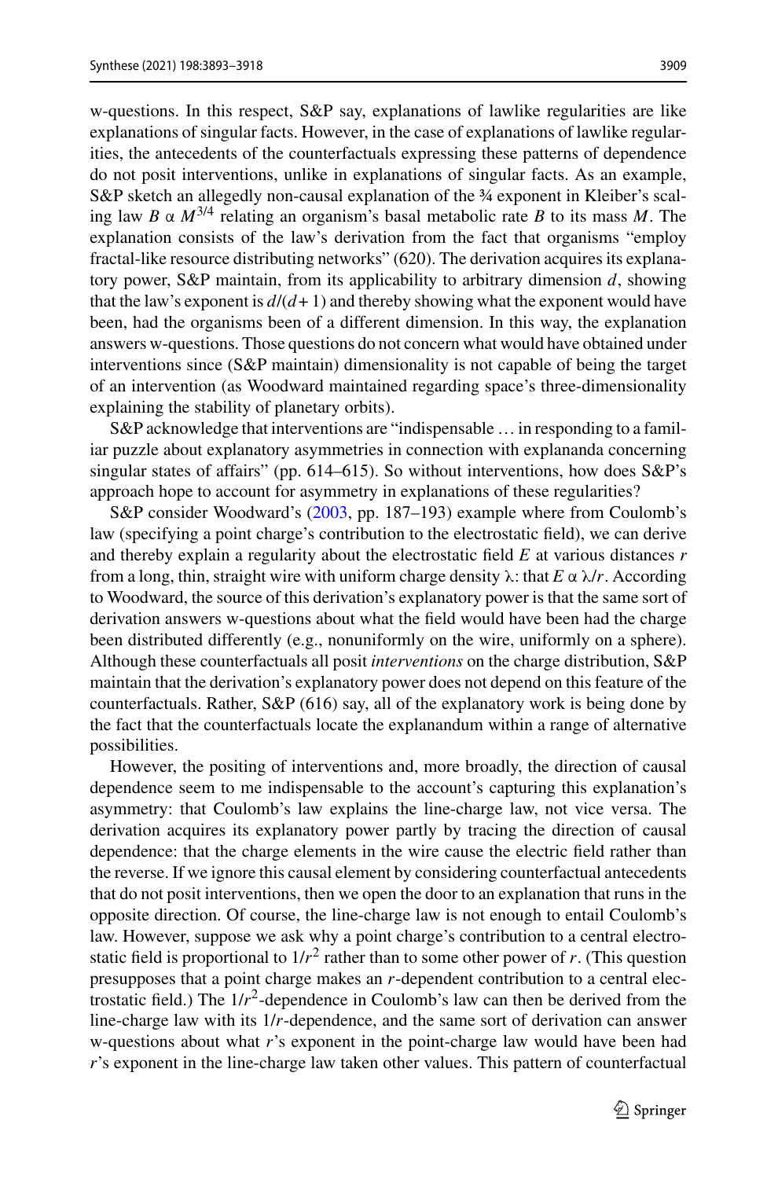w-questions. In this respect, S&P say, explanations of lawlike regularities are like explanations of singular facts. However, in the case of explanations of lawlike regularities, the antecedents of the counterfactuals expressing these patterns of dependence do not posit interventions, unlike in explanations of singular facts. As an example, S&P sketch an allegedly non-causal explanation of the ¾ exponent in Kleiber's scaling law $B \propto M^{3/4}$ relating an organism's basal metabolic rate $B$ to its mass $M$. The explanation consists of the law's derivation from the fact that organisms "employ fractal-like resource distributing networks" (620). The derivation acquires its explanatory power, S&P maintain, from its applicability to arbitrary dimension $d$, showing that the law's exponent is $d/(d+1)$ and thereby showing what the exponent would have been, had the organisms been of a different dimension. In this way, the explanation answers w-questions. Those questions do not concern what would have obtained under interventions since (S&P maintain) dimensionality is not capable of being the target of an intervention (as Woodward maintained regarding space's three-dimensionality explaining the stability of planetary orbits).

S&P acknowledge that interventions are "indispensable … in responding to a familiar puzzle about explanatory asymmetries in connection with explananda concerning singular states of affairs" (pp. 614–615). So without interventions, how does S&P's approach hope to account for asymmetry in explanations of these regularities?

S&P consider Woodward's (2003, pp. 187–193) example where from Coulomb's law (specifying a point charge's contribution to the electrostatic field), we can derive and thereby explain a regularity about the electrostatic field $E$ at various distances $r$ from a long, thin, straight wire with uniform charge density $\lambda$: that $E \propto \lambda/r$. According to Woodward, the source of this derivation's explanatory power is that the same sort of derivation answers w-questions about what the field would have been had the charge been distributed differently (e.g., nonuniformly on the wire, uniformly on a sphere). Although these counterfactuals all posit *interventions* on the charge distribution, S&P maintain that the derivation's explanatory power does not depend on this feature of the counterfactuals. Rather, S&P (616) say, all of the explanatory work is being done by the fact that the counterfactuals locate the explanandum within a range of alternative possibilities.

However, the positing of interventions and, more broadly, the direction of causal dependence seem to me indispensable to the account's capturing this explanation's asymmetry: that Coulomb's law explains the line-charge law, not vice versa. The derivation acquires its explanatory power partly by tracing the direction of causal dependence: that the charge elements in the wire cause the electric field rather than the reverse. If we ignore this causal element by considering counterfactual antecedents that do not posit interventions, then we open the door to an explanation that runs in the opposite direction. Of course, the line-charge law is not enough to entail Coulomb's law. However, suppose we ask why a point charge's contribution to a central electrostatic field is proportional to $1/r^2$ rather than to some other power of $r$. (This question presupposes that a point charge makes an $r$-dependent contribution to a central electrostatic field.) The $1/r^2$-dependence in Coulomb's law can then be derived from the line-charge law with its $1/r$-dependence, and the same sort of derivation can answer w-questions about what $r$'s exponent in the point-charge law would have been had $r$'s exponent in the line-charge law taken other values. This pattern of counterfactual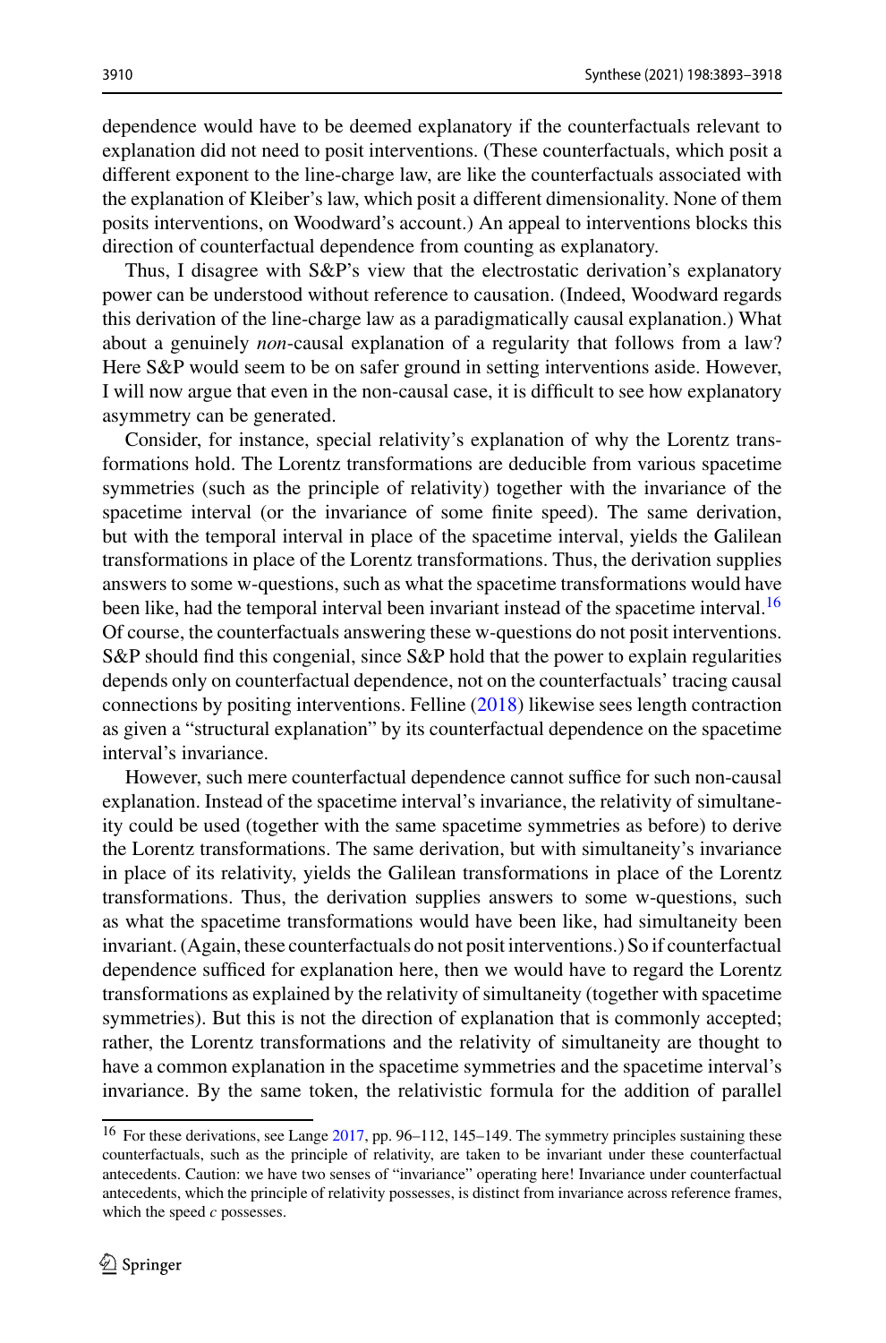dependence would have to be deemed explanatory if the counterfactuals relevant to explanation did not need to posit interventions. (These counterfactuals, which posit a different exponent to the line-charge law, are like the counterfactuals associated with the explanation of Kleiber's law, which posit a different dimensionality. None of them posits interventions, on Woodward's account.) An appeal to interventions blocks this direction of counterfactual dependence from counting as explanatory.

Thus, I disagree with S&P's view that the electrostatic derivation's explanatory power can be understood without reference to causation. (Indeed, Woodward regards this derivation of the line-charge law as a paradigmatically causal explanation.) What about a genuinely *non*-causal explanation of a regularity that follows from a law? Here S&P would seem to be on safer ground in setting interventions aside. However, I will now argue that even in the non-causal case, it is difficult to see how explanatory asymmetry can be generated.

Consider, for instance, special relativity's explanation of why the Lorentz transformations hold. The Lorentz transformations are deducible from various spacetime symmetries (such as the principle of relativity) together with the invariance of the spacetime interval (or the invariance of some finite speed). The same derivation, but with the temporal interval in place of the spacetime interval, yields the Galilean transformations in place of the Lorentz transformations. Thus, the derivation supplies answers to some w-questions, such as what the spacetime transformations would have been like, had the temporal interval been invariant instead of the spacetime interval.[16] Of course, the counterfactuals answering these w-questions do not posit interventions. S&P should find this congenial, since S&P hold that the power to explain regularities depends only on counterfactual dependence, not on the counterfactuals' tracing causal connections by positing interventions. Felline (2018) likewise sees length contraction as given a "structural explanation" by its counterfactual dependence on the spacetime interval's invariance.

However, such mere counterfactual dependence cannot suffice for such non-causal explanation. Instead of the spacetime interval's invariance, the relativity of simultaneity could be used (together with the same spacetime symmetries as before) to derive the Lorentz transformations. The same derivation, but with simultaneity's invariance in place of its relativity, yields the Galilean transformations in place of the Lorentz transformations. Thus, the derivation supplies answers to some w-questions, such as what the spacetime transformations would have been like, had simultaneity been invariant. (Again, these counterfactuals do not posit interventions.) So if counterfactual dependence sufficed for explanation here, then we would have to regard the Lorentz transformations as explained by the relativity of simultaneity (together with spacetime symmetries). But this is not the direction of explanation that is commonly accepted; rather, the Lorentz transformations and the relativity of simultaneity are thought to have a common explanation in the spacetime symmetries and the spacetime interval's invariance. By the same token, the relativistic formula for the addition of parallel

[16] For these derivations, see Lange 2017, pp. 96–112, 145–149. The symmetry principles sustaining these counterfactuals, such as the principle of relativity, are taken to be invariant under these counterfactual antecedents. Caution: we have two senses of "invariance" operating here! Invariance under counterfactual antecedents, which the principle of relativity possesses, is distinct from invariance across reference frames, which the speed $c$ possesses.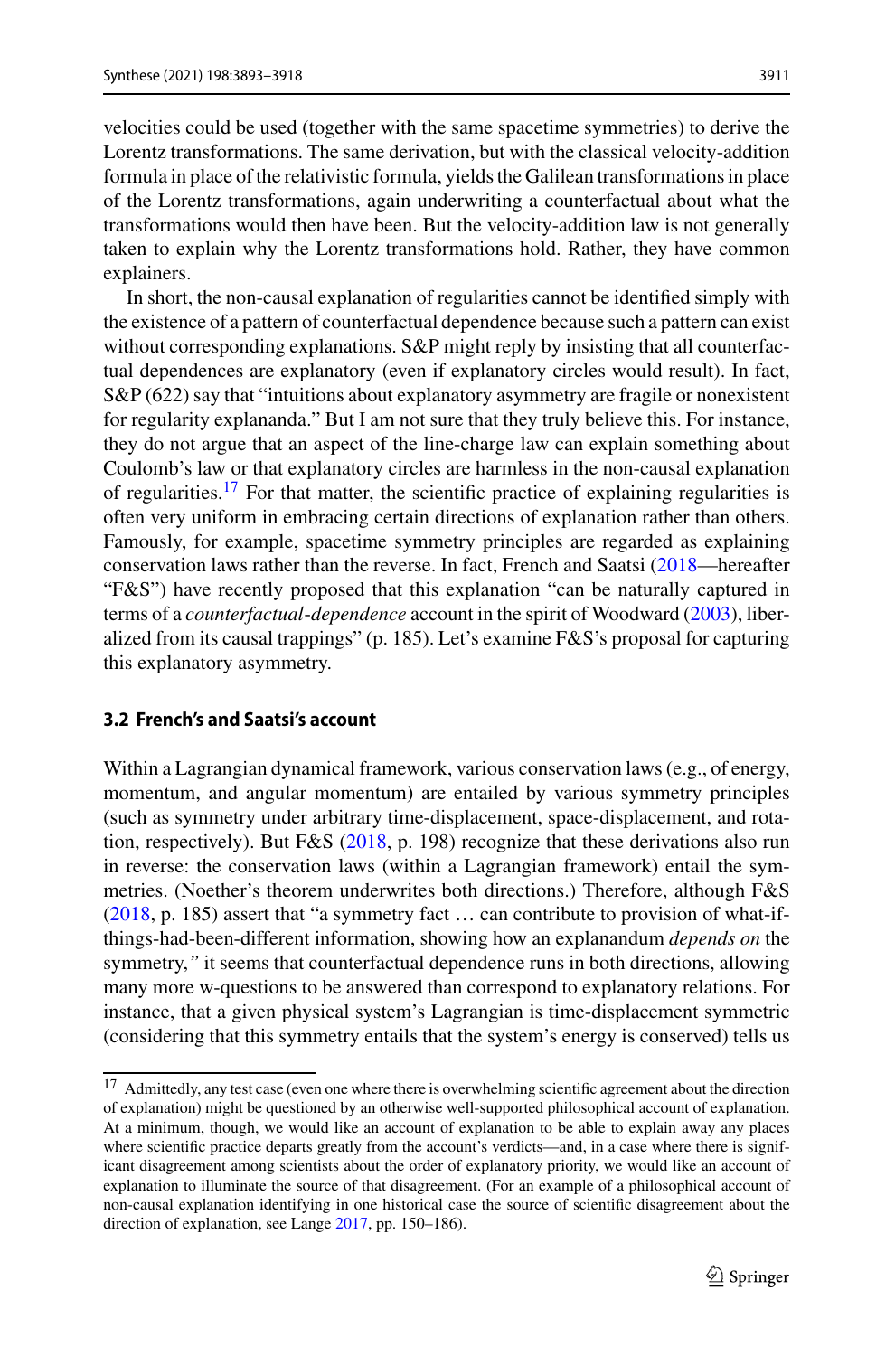velocities could be used (together with the same spacetime symmetries) to derive the Lorentz transformations. The same derivation, but with the classical velocity-addition formula in place of the relativistic formula, yields the Galilean transformations in place of the Lorentz transformations, again underwriting a counterfactual about what the transformations would then have been. But the velocity-addition law is not generally taken to explain why the Lorentz transformations hold. Rather, they have common explainers.

In short, the non-causal explanation of regularities cannot be identified simply with the existence of a pattern of counterfactual dependence because such a pattern can exist without corresponding explanations. S&P might reply by insisting that all counterfactual dependences are explanatory (even if explanatory circles would result). In fact, S&P (622) say that "intuitions about explanatory asymmetry are fragile or nonexistent for regularity explananda." But I am not sure that they truly believe this. For instance, they do not argue that an aspect of the line-charge law can explain something about Coulomb's law or that explanatory circles are harmless in the non-causal explanation of regularities.[17] For that matter, the scientific practice of explaining regularities is often very uniform in embracing certain directions of explanation rather than others. Famously, for example, spacetime symmetry principles are regarded as explaining conservation laws rather than the reverse. In fact, French and Saatsi (2018—hereafter "F&S") have recently proposed that this explanation "can be naturally captured in terms of a *counterfactual-dependence* account in the spirit of Woodward (2003), liberalized from its causal trappings" (p. 185). Let's examine F&S's proposal for capturing this explanatory asymmetry.

### 3.2 French's and Saatsi's account

Within a Lagrangian dynamical framework, various conservation laws (e.g., of energy, momentum, and angular momentum) are entailed by various symmetry principles (such as symmetry under arbitrary time-displacement, space-displacement, and rotation, respectively). But F&S (2018, p. 198) recognize that these derivations also run in reverse: the conservation laws (within a Lagrangian framework) entail the symmetries. (Noether's theorem underwrites both directions.) Therefore, although F&S (2018, p. 185) assert that "a symmetry fact … can contribute to provision of what-if-things-had-been-different information, showing how an explanandum *depends on* the symmetry," it seems that counterfactual dependence runs in both directions, allowing many more w-questions to be answered than correspond to explanatory relations. For instance, that a given physical system's Lagrangian is time-displacement symmetric (considering that this symmetry entails that the system's energy is conserved) tells us

[17] Admittedly, any test case (even one where there is overwhelming scientific agreement about the direction of explanation) might be questioned by an otherwise well-supported philosophical account of explanation. At a minimum, though, we would like an account of explanation to be able to explain away any places where scientific practice departs greatly from the account's verdicts—and, in a case where there is significant disagreement among scientists about the order of explanatory priority, we would like an account of explanation to illuminate the source of that disagreement. (For an example of a philosophical account of non-causal explanation identifying in one historical case the source of scientific disagreement about the direction of explanation, see Lange 2017, pp. 150–186).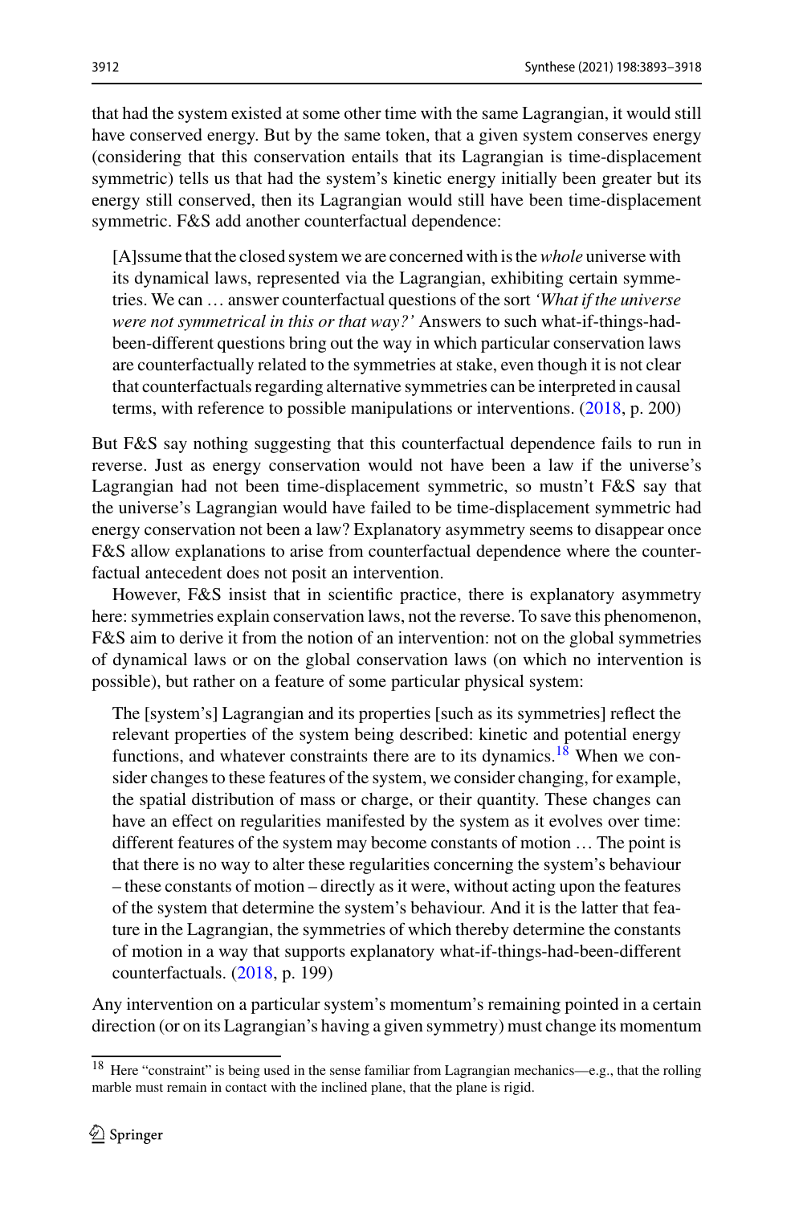that had the system existed at some other time with the same Lagrangian, it would still have conserved energy. But by the same token, that a given system conserves energy (considering that this conservation entails that its Lagrangian is time-displacement symmetric) tells us that had the system's kinetic energy initially been greater but its energy still conserved, then its Lagrangian would still have been time-displacement symmetric. F&S add another counterfactual dependence:

> [A]ssume that the closed system we are concerned with is the *whole* universe with its dynamical laws, represented via the Lagrangian, exhibiting certain symmetries. We can … answer counterfactual questions of the sort *'What if the universe were not symmetrical in this or that way?'* Answers to such what-if-things-had-been-different questions bring out the way in which particular conservation laws are counterfactually related to the symmetries at stake, even though it is not clear that counterfactuals regarding alternative symmetries can be interpreted in causal terms, with reference to possible manipulations or interventions. (2018, p. 200)

But F&S say nothing suggesting that this counterfactual dependence fails to run in reverse. Just as energy conservation would not have been a law if the universe's Lagrangian had not been time-displacement symmetric, so mustn't F&S say that the universe's Lagrangian would have failed to be time-displacement symmetric had energy conservation not been a law? Explanatory asymmetry seems to disappear once F&S allow explanations to arise from counterfactual dependence where the counterfactual antecedent does not posit an intervention.

However, F&S insist that in scientific practice, there is explanatory asymmetry here: symmetries explain conservation laws, not the reverse. To save this phenomenon, F&S aim to derive it from the notion of an intervention: not on the global symmetries of dynamical laws or on the global conservation laws (on which no intervention is possible), but rather on a feature of some particular physical system:

> The [system's] Lagrangian and its properties [such as its symmetries] reflect the relevant properties of the system being described: kinetic and potential energy functions, and whatever constraints there are to its dynamics.[18] When we consider changes to these features of the system, we consider changing, for example, the spatial distribution of mass or charge, or their quantity. These changes can have an effect on regularities manifested by the system as it evolves over time: different features of the system may become constants of motion … The point is that there is no way to alter these regularities concerning the system's behaviour – these constants of motion – directly as it were, without acting upon the features of the system that determine the system's behaviour. And it is the latter that feature in the Lagrangian, the symmetries of which thereby determine the constants of motion in a way that supports explanatory what-if-things-had-been-different counterfactuals. (2018, p. 199)

Any intervention on a particular system's momentum's remaining pointed in a certain direction (or on its Lagrangian's having a given symmetry) must change its momentum

[18] Here "constraint" is being used in the sense familiar from Lagrangian mechanics—e.g., that the rolling marble must remain in contact with the inclined plane, that the plane is rigid.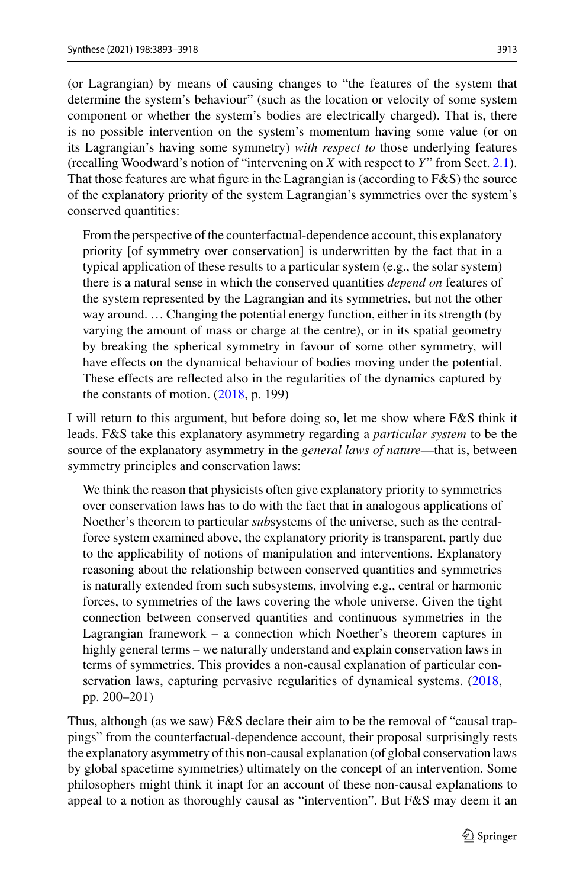(or Lagrangian) by means of causing changes to "the features of the system that determine the system's behaviour" (such as the location or velocity of some system component or whether the system's bodies are electrically charged). That is, there is no possible intervention on the system's momentum having some value (or on its Lagrangian's having some symmetry) *with respect to* those underlying features (recalling Woodward's notion of "intervening on *X* with respect to *Y*" from Sect. 2.1). That those features are what figure in the Lagrangian is (according to F&S) the source of the explanatory priority of the system Lagrangian's symmetries over the system's conserved quantities:

> From the perspective of the counterfactual-dependence account, this explanatory priority [of symmetry over conservation] is underwritten by the fact that in a typical application of these results to a particular system (e.g., the solar system) there is a natural sense in which the conserved quantities *depend on* features of the system represented by the Lagrangian and its symmetries, but not the other way around. … Changing the potential energy function, either in its strength (by varying the amount of mass or charge at the centre), or in its spatial geometry by breaking the spherical symmetry in favour of some other symmetry, will have effects on the dynamical behaviour of bodies moving under the potential. These effects are reflected also in the regularities of the dynamics captured by the constants of motion. (2018, p. 199)

I will return to this argument, but before doing so, let me show where F&S think it leads. F&S take this explanatory asymmetry regarding a *particular system* to be the source of the explanatory asymmetry in the *general laws of nature*—that is, between symmetry principles and conservation laws:

> We think the reason that physicists often give explanatory priority to symmetries over conservation laws has to do with the fact that in analogous applications of Noether's theorem to particular *sub*systems of the universe, such as the central-force system examined above, the explanatory priority is transparent, partly due to the applicability of notions of manipulation and interventions. Explanatory reasoning about the relationship between conserved quantities and symmetries is naturally extended from such subsystems, involving e.g., central or harmonic forces, to symmetries of the laws covering the whole universe. Given the tight connection between conserved quantities and continuous symmetries in the Lagrangian framework – a connection which Noether's theorem captures in highly general terms – we naturally understand and explain conservation laws in terms of symmetries. This provides a non-causal explanation of particular conservation laws, capturing pervasive regularities of dynamical systems. (2018, pp. 200–201)

Thus, although (as we saw) F&S declare their aim to be the removal of "causal trappings" from the counterfactual-dependence account, their proposal surprisingly rests the explanatory asymmetry of this non-causal explanation (of global conservation laws by global spacetime symmetries) ultimately on the concept of an intervention. Some philosophers might think it inapt for an account of these non-causal explanations to appeal to a notion as thoroughly causal as "intervention". But F&S may deem it an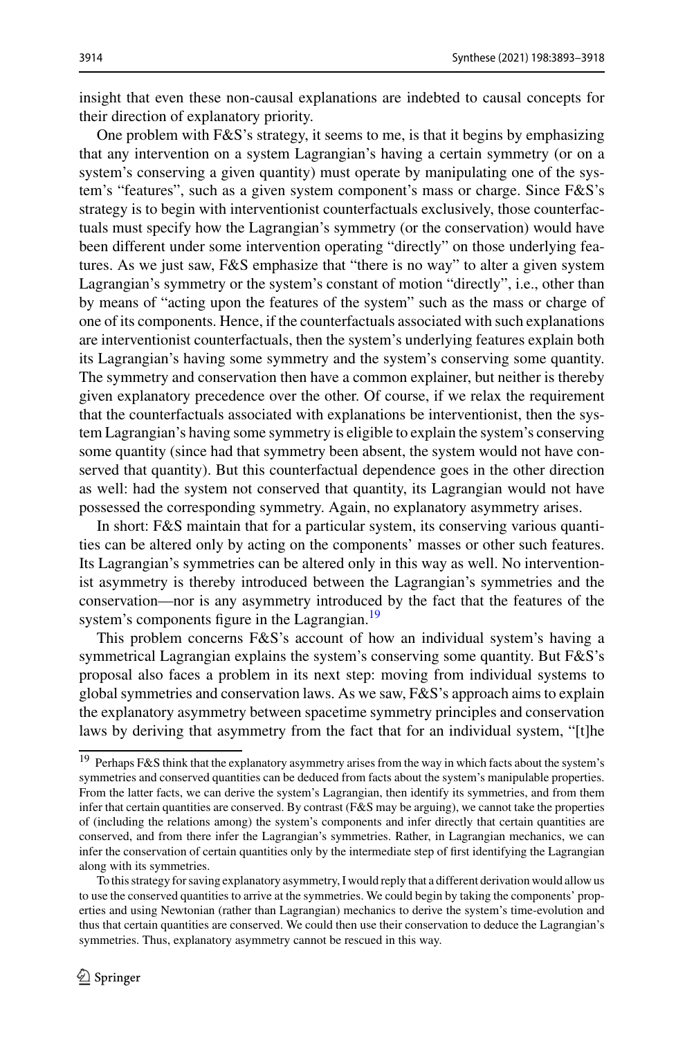insight that even these non-causal explanations are indebted to causal concepts for their direction of explanatory priority.

One problem with F&S's strategy, it seems to me, is that it begins by emphasizing that any intervention on a system Lagrangian's having a certain symmetry (or on a system's conserving a given quantity) must operate by manipulating one of the system's "features", such as a given system component's mass or charge. Since F&S's strategy is to begin with interventionist counterfactuals exclusively, those counterfactuals must specify how the Lagrangian's symmetry (or the conservation) would have been different under some intervention operating "directly" on those underlying features. As we just saw, F&S emphasize that "there is no way" to alter a given system Lagrangian's symmetry or the system's constant of motion "directly", i.e., other than by means of "acting upon the features of the system" such as the mass or charge of one of its components. Hence, if the counterfactuals associated with such explanations are interventionist counterfactuals, then the system's underlying features explain both its Lagrangian's having some symmetry and the system's conserving some quantity. The symmetry and conservation then have a common explainer, but neither is thereby given explanatory precedence over the other. Of course, if we relax the requirement that the counterfactuals associated with explanations be interventionist, then the system Lagrangian's having some symmetry is eligible to explain the system's conserving some quantity (since had that symmetry been absent, the system would not have conserved that quantity). But this counterfactual dependence goes in the other direction as well: had the system not conserved that quantity, its Lagrangian would not have possessed the corresponding symmetry. Again, no explanatory asymmetry arises.

In short: F&S maintain that for a particular system, its conserving various quantities can be altered only by acting on the components' masses or other such features. Its Lagrangian's symmetries can be altered only in this way as well. No interventionist asymmetry is thereby introduced between the Lagrangian's symmetries and the conservation—nor is any asymmetry introduced by the fact that the features of the system's components figure in the Lagrangian.[19]

This problem concerns F&S's account of how an individual system's having a symmetrical Lagrangian explains the system's conserving some quantity. But F&S's proposal also faces a problem in its next step: moving from individual systems to global symmetries and conservation laws. As we saw, F&S's approach aims to explain the explanatory asymmetry between spacetime symmetry principles and conservation laws by deriving that asymmetry from the fact that for an individual system, "[t]he

[19] Perhaps F&S think that the explanatory asymmetry arises from the way in which facts about the system's symmetries and conserved quantities can be deduced from facts about the system's manipulable properties. From the latter facts, we can derive the system's Lagrangian, then identify its symmetries, and from them infer that certain quantities are conserved. By contrast (F&S may be arguing), we cannot take the properties of (including the relations among) the system's components and infer directly that certain quantities are conserved, and from there infer the Lagrangian's symmetries. Rather, in Lagrangian mechanics, we can infer the conservation of certain quantities only by the intermediate step of first identifying the Lagrangian along with its symmetries.

To this strategy for saving explanatory asymmetry, I would reply that a different derivation would allow us to use the conserved quantities to arrive at the symmetries. We could begin by taking the components' properties and using Newtonian (rather than Lagrangian) mechanics to derive the system's time-evolution and thus that certain quantities are conserved. We could then use their conservation to deduce the Lagrangian's symmetries. Thus, explanatory asymmetry cannot be rescued in this way.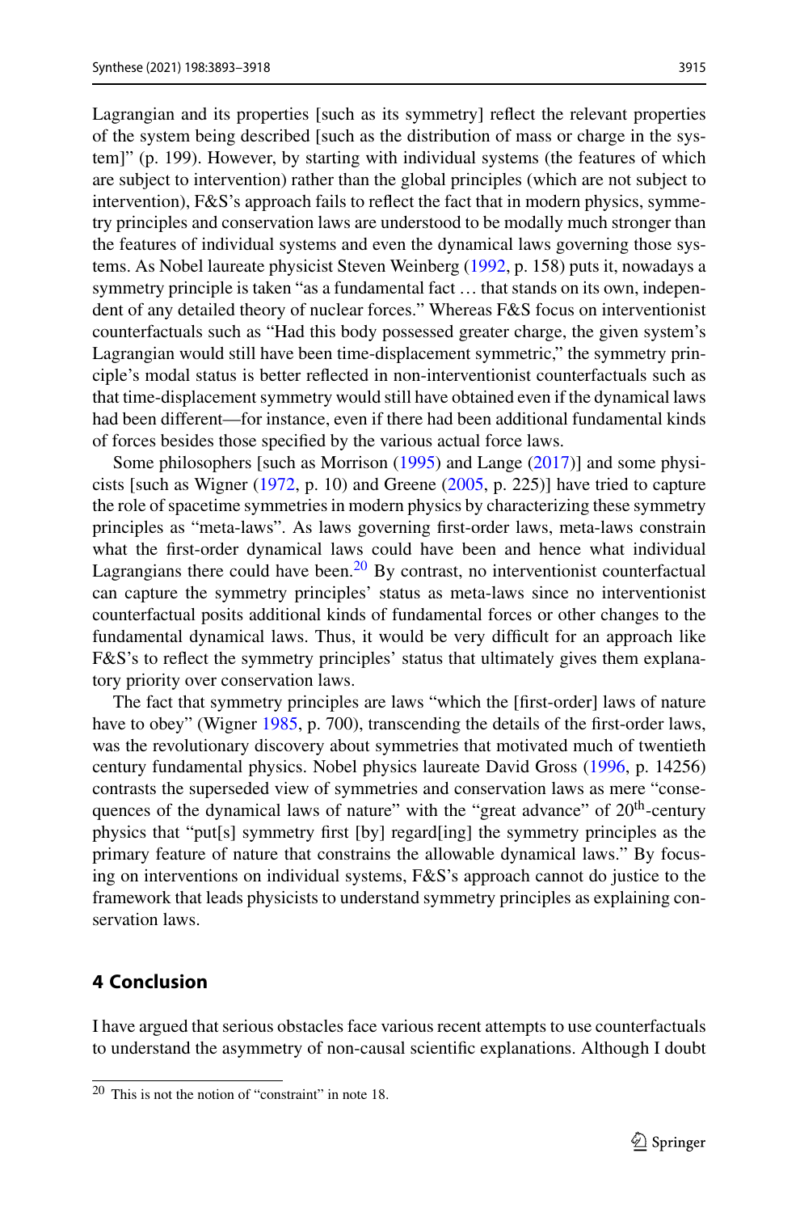Lagrangian and its properties [such as its symmetry] reflect the relevant properties of the system being described [such as the distribution of mass or charge in the system]" (p. 199). However, by starting with individual systems (the features of which are subject to intervention) rather than the global principles (which are not subject to intervention), F&S's approach fails to reflect the fact that in modern physics, symmetry principles and conservation laws are understood to be modally much stronger than the features of individual systems and even the dynamical laws governing those systems. As Nobel laureate physicist Steven Weinberg (1992, p. 158) puts it, nowadays a symmetry principle is taken "as a fundamental fact … that stands on its own, independent of any detailed theory of nuclear forces." Whereas F&S focus on interventionist counterfactuals such as "Had this body possessed greater charge, the given system's Lagrangian would still have been time-displacement symmetric," the symmetry principle's modal status is better reflected in non-interventionist counterfactuals such as that time-displacement symmetry would still have obtained even if the dynamical laws had been different—for instance, even if there had been additional fundamental kinds of forces besides those specified by the various actual force laws.

Some philosophers [such as Morrison (1995) and Lange (2017)] and some physicists [such as Wigner (1972, p. 10) and Greene (2005, p. 225)] have tried to capture the role of spacetime symmetries in modern physics by characterizing these symmetry principles as "meta-laws". As laws governing first-order laws, meta-laws constrain what the first-order dynamical laws could have been and hence what individual Lagrangians there could have been.[20] By contrast, no interventionist counterfactual can capture the symmetry principles' status as meta-laws since no interventionist counterfactual posits additional kinds of fundamental forces or other changes to the fundamental dynamical laws. Thus, it would be very difficult for an approach like F&S's to reflect the symmetry principles' status that ultimately gives them explanatory priority over conservation laws.

The fact that symmetry principles are laws "which the [first-order] laws of nature have to obey" (Wigner 1985, p. 700), transcending the details of the first-order laws, was the revolutionary discovery about symmetries that motivated much of twentieth century fundamental physics. Nobel physics laureate David Gross (1996, p. 14256) contrasts the superseded view of symmetries and conservation laws as mere "consequences of the dynamical laws of nature" with the "great advance" of 20th-century physics that "put[s] symmetry first [by] regard[ing] the symmetry principles as the primary feature of nature that constrains the allowable dynamical laws." By focusing on interventions on individual systems, F&S's approach cannot do justice to the framework that leads physicists to understand symmetry principles as explaining conservation laws.

## 4 Conclusion

I have argued that serious obstacles face various recent attempts to use counterfactuals to understand the asymmetry of non-causal scientific explanations. Although I doubt

---

[20] This is not the notion of "constraint" in note 18.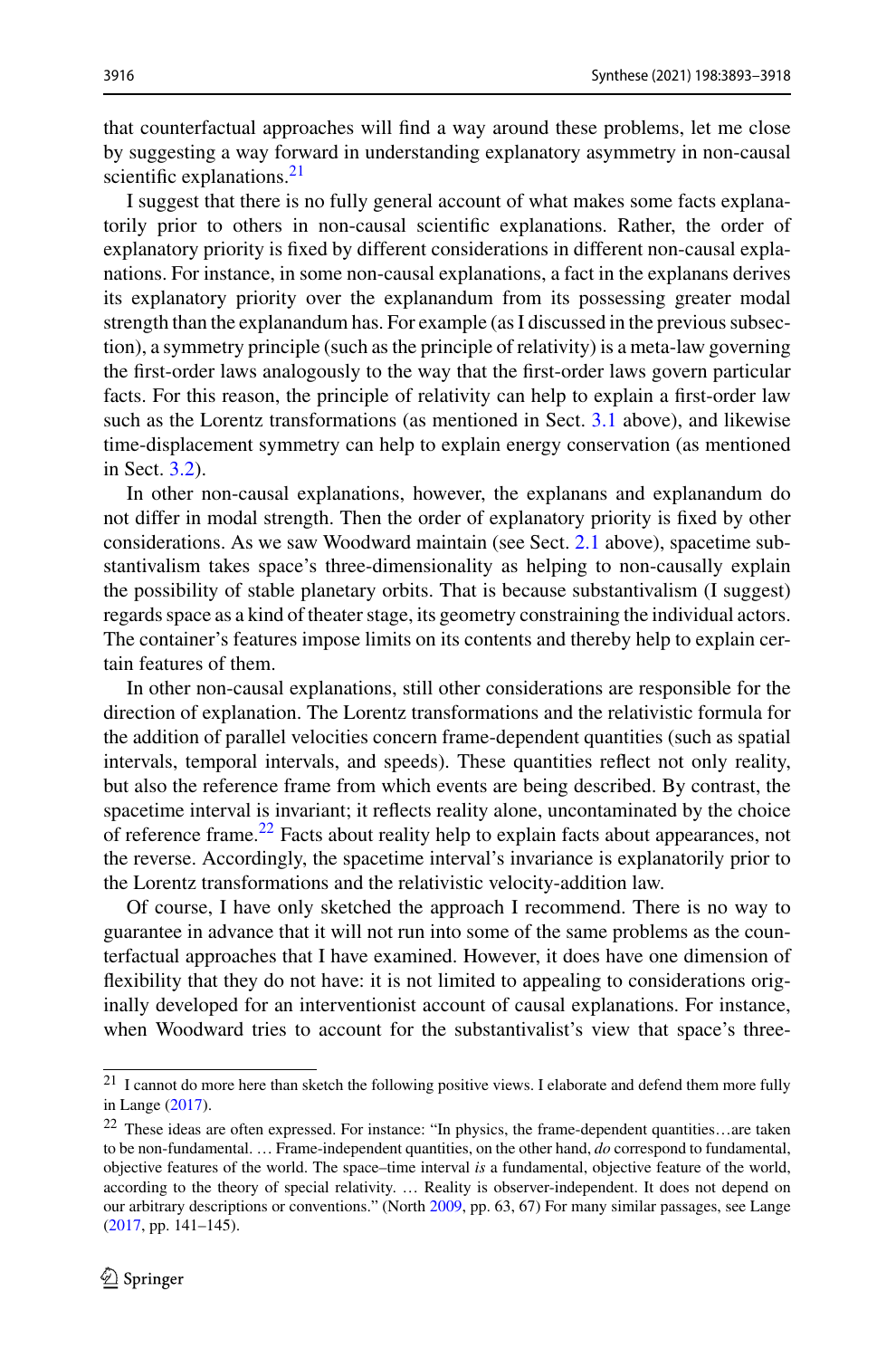that counterfactual approaches will find a way around these problems, let me close by suggesting a way forward in understanding explanatory asymmetry in non-causal scientific explanations.[21]

I suggest that there is no fully general account of what makes some facts explanatorily prior to others in non-causal scientific explanations. Rather, the order of explanatory priority is fixed by different considerations in different non-causal explanations. For instance, in some non-causal explanations, a fact in the explanans derives its explanatory priority over the explanandum from its possessing greater modal strength than the explanandum has. For example (as I discussed in the previous subsection), a symmetry principle (such as the principle of relativity) is a meta-law governing the first-order laws analogously to the way that the first-order laws govern particular facts. For this reason, the principle of relativity can help to explain a first-order law such as the Lorentz transformations (as mentioned in Sect. 3.1 above), and likewise time-displacement symmetry can help to explain energy conservation (as mentioned in Sect. 3.2).

In other non-causal explanations, however, the explanans and explanandum do not differ in modal strength. Then the order of explanatory priority is fixed by other considerations. As we saw Woodward maintain (see Sect. 2.1 above), spacetime substantivalism takes space's three-dimensionality as helping to non-causally explain the possibility of stable planetary orbits. That is because substantivalism (I suggest) regards space as a kind of theater stage, its geometry constraining the individual actors. The container's features impose limits on its contents and thereby help to explain certain features of them.

In other non-causal explanations, still other considerations are responsible for the direction of explanation. The Lorentz transformations and the relativistic formula for the addition of parallel velocities concern frame-dependent quantities (such as spatial intervals, temporal intervals, and speeds). These quantities reflect not only reality, but also the reference frame from which events are being described. By contrast, the spacetime interval is invariant; it reflects reality alone, uncontaminated by the choice of reference frame.[22] Facts about reality help to explain facts about appearances, not the reverse. Accordingly, the spacetime interval's invariance is explanatorily prior to the Lorentz transformations and the relativistic velocity-addition law.

Of course, I have only sketched the approach I recommend. There is no way to guarantee in advance that it will not run into some of the same problems as the counterfactual approaches that I have examined. However, it does have one dimension of flexibility that they do not have: it is not limited to appealing to considerations originally developed for an interventionist account of causal explanations. For instance, when Woodward tries to account for the substantivalist's view that space's three-

---

[21] I cannot do more here than sketch the following positive views. I elaborate and defend them more fully in Lange (2017).

[22] These ideas are often expressed. For instance: "In physics, the frame-dependent quantities…are taken to be non-fundamental. … Frame-independent quantities, on the other hand, *do* correspond to fundamental, objective features of the world. The space–time interval *is* a fundamental, objective feature of the world, according to the theory of special relativity. … Reality is observer-independent. It does not depend on our arbitrary descriptions or conventions." (North 2009, pp. 63, 67) For many similar passages, see Lange (2017, pp. 141–145).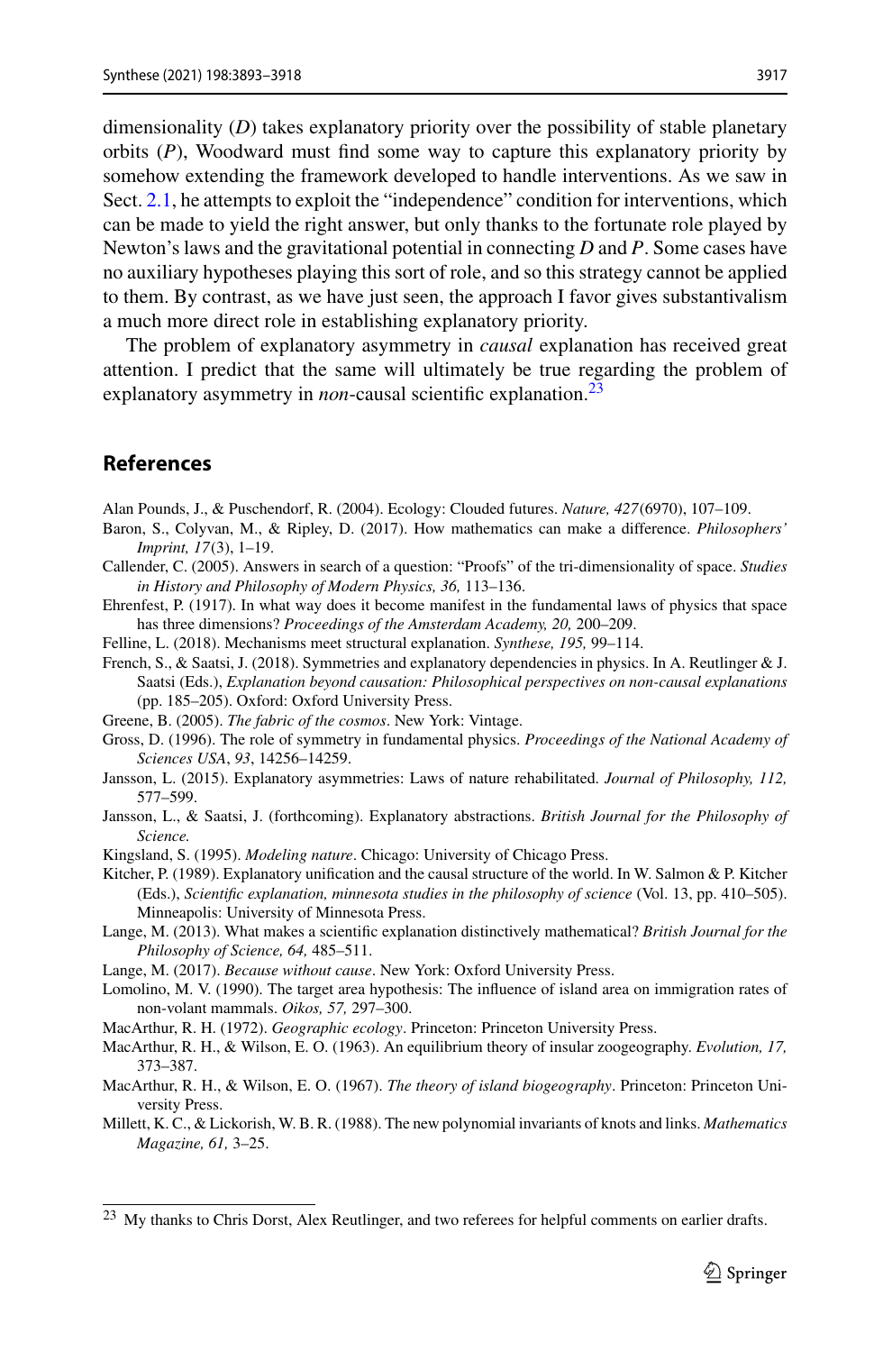dimensionality ($D$) takes explanatory priority over the possibility of stable planetary orbits ($P$), Woodward must find some way to capture this explanatory priority by somehow extending the framework developed to handle interventions. As we saw in Sect. 2.1, he attempts to exploit the "independence" condition for interventions, which can be made to yield the right answer, but only thanks to the fortunate role played by Newton's laws and the gravitational potential in connecting $D$ and $P$. Some cases have no auxiliary hypotheses playing this sort of role, and so this strategy cannot be applied to them. By contrast, as we have just seen, the approach I favor gives substantivalism a much more direct role in establishing explanatory priority.

The problem of explanatory asymmetry in *causal* explanation has received great attention. I predict that the same will ultimately be true regarding the problem of explanatory asymmetry in *non*-causal scientific explanation.[23]

## References

Alan Pounds, J., & Puschendorf, R. (2004). Ecology: Clouded futures. *Nature, 427*(6970), 107–109.

Baron, S., Colyvan, M., & Ripley, D. (2017). How mathematics can make a difference. *Philosophers' Imprint, 17*(3), 1–19.

Callender, C. (2005). Answers in search of a question: "Proofs" of the tri-dimensionality of space. *Studies in History and Philosophy of Modern Physics, 36,* 113–136.

Ehrenfest, P. (1917). In what way does it become manifest in the fundamental laws of physics that space has three dimensions? *Proceedings of the Amsterdam Academy, 20,* 200–209.

Felline, L. (2018). Mechanisms meet structural explanation. *Synthese, 195,* 99–114.

French, S., & Saatsi, J. (2018). Symmetries and explanatory dependencies in physics. In A. Reutlinger & J. Saatsi (Eds.), *Explanation beyond causation: Philosophical perspectives on non-causal explanations* (pp. 185–205). Oxford: Oxford University Press.

Greene, B. (2005). *The fabric of the cosmos*. New York: Vintage.

Gross, D. (1996). The role of symmetry in fundamental physics. *Proceedings of the National Academy of Sciences USA*, *93*, 14256–14259.

Jansson, L. (2015). Explanatory asymmetries: Laws of nature rehabilitated. *Journal of Philosophy, 112,* 577–599.

Jansson, L., & Saatsi, J. (forthcoming). Explanatory abstractions. *British Journal for the Philosophy of Science.*

Kingsland, S. (1995). *Modeling nature*. Chicago: University of Chicago Press.

Kitcher, P. (1989). Explanatory unification and the causal structure of the world. In W. Salmon & P. Kitcher (Eds.), *Scientific explanation, minnesota studies in the philosophy of science* (Vol. 13, pp. 410–505). Minneapolis: University of Minnesota Press.

Lange, M. (2013). What makes a scientific explanation distinctively mathematical? *British Journal for the Philosophy of Science, 64,* 485–511.

Lange, M. (2017). *Because without cause*. New York: Oxford University Press.

Lomolino, M. V. (1990). The target area hypothesis: The influence of island area on immigration rates of non-volant mammals. *Oikos, 57,* 297–300.

MacArthur, R. H. (1972). *Geographic ecology*. Princeton: Princeton University Press.

MacArthur, R. H., & Wilson, E. O. (1963). An equilibrium theory of insular zoogeography. *Evolution, 17,* 373–387.

MacArthur, R. H., & Wilson, E. O. (1967). *The theory of island biogeography*. Princeton: Princeton University Press.

Millett, K. C., & Lickorish, W. B. R. (1988). The new polynomial invariants of knots and links. *Mathematics Magazine, 61,* 3–25.

---

[23] My thanks to Chris Dorst, Alex Reutlinger, and two referees for helpful comments on earlier drafts.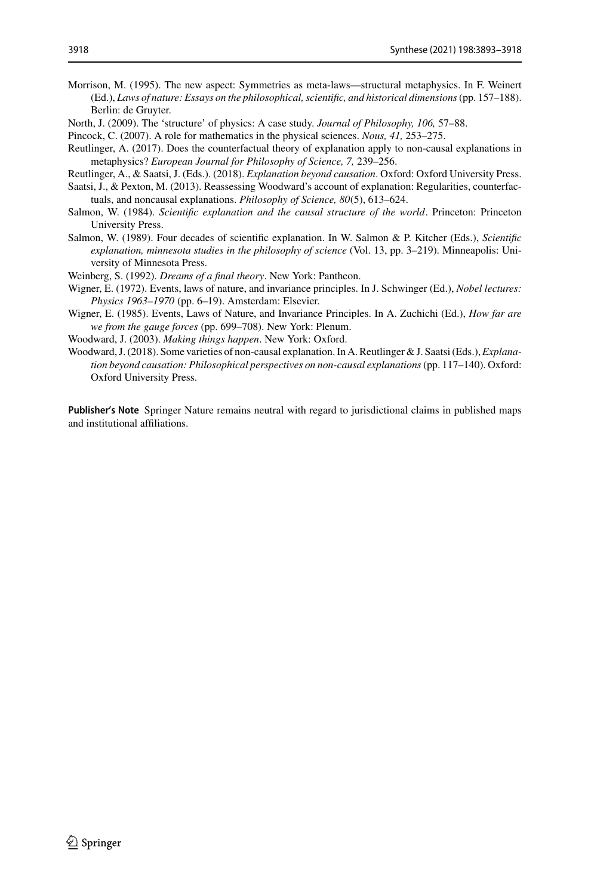Morrison, M. (1995). The new aspect: Symmetries as meta-laws—structural metaphysics. In F. Weinert (Ed.), *Laws of nature: Essays on the philosophical, scientific, and historical dimensions* (pp. 157–188). Berlin: de Gruyter.

North, J. (2009). The 'structure' of physics: A case study. *Journal of Philosophy, 106,* 57–88.

Pincock, C. (2007). A role for mathematics in the physical sciences. *Nous, 41,* 253–275.

Reutlinger, A. (2017). Does the counterfactual theory of explanation apply to non-causal explanations in metaphysics? *European Journal for Philosophy of Science, 7,* 239–256.

Reutlinger, A., & Saatsi, J. (Eds.). (2018). *Explanation beyond causation*. Oxford: Oxford University Press.

Saatsi, J., & Pexton, M. (2013). Reassessing Woodward's account of explanation: Regularities, counterfactuals, and noncausal explanations. *Philosophy of Science, 80*(5), 613–624.

Salmon, W. (1984). *Scientific explanation and the causal structure of the world*. Princeton: Princeton University Press.

Salmon, W. (1989). Four decades of scientific explanation. In W. Salmon & P. Kitcher (Eds.), *Scientific explanation, minnesota studies in the philosophy of science* (Vol. 13, pp. 3–219). Minneapolis: University of Minnesota Press.

Weinberg, S. (1992). *Dreams of a final theory*. New York: Pantheon.

Wigner, E. (1972). Events, laws of nature, and invariance principles. In J. Schwinger (Ed.), *Nobel lectures: Physics 1963–1970* (pp. 6–19). Amsterdam: Elsevier.

Wigner, E. (1985). Events, Laws of Nature, and Invariance Principles. In A. Zuchichi (Ed.), *How far are we from the gauge forces* (pp. 699–708). New York: Plenum.

Woodward, J. (2003). *Making things happen*. New York: Oxford.

Woodward, J. (2018). Some varieties of non-causal explanation. In A. Reutlinger & J. Saatsi (Eds.), *Explanation beyond causation: Philosophical perspectives on non-causal explanations* (pp. 117–140). Oxford: Oxford University Press.

**Publisher's Note** Springer Nature remains neutral with regard to jurisdictional claims in published maps and institutional affiliations.